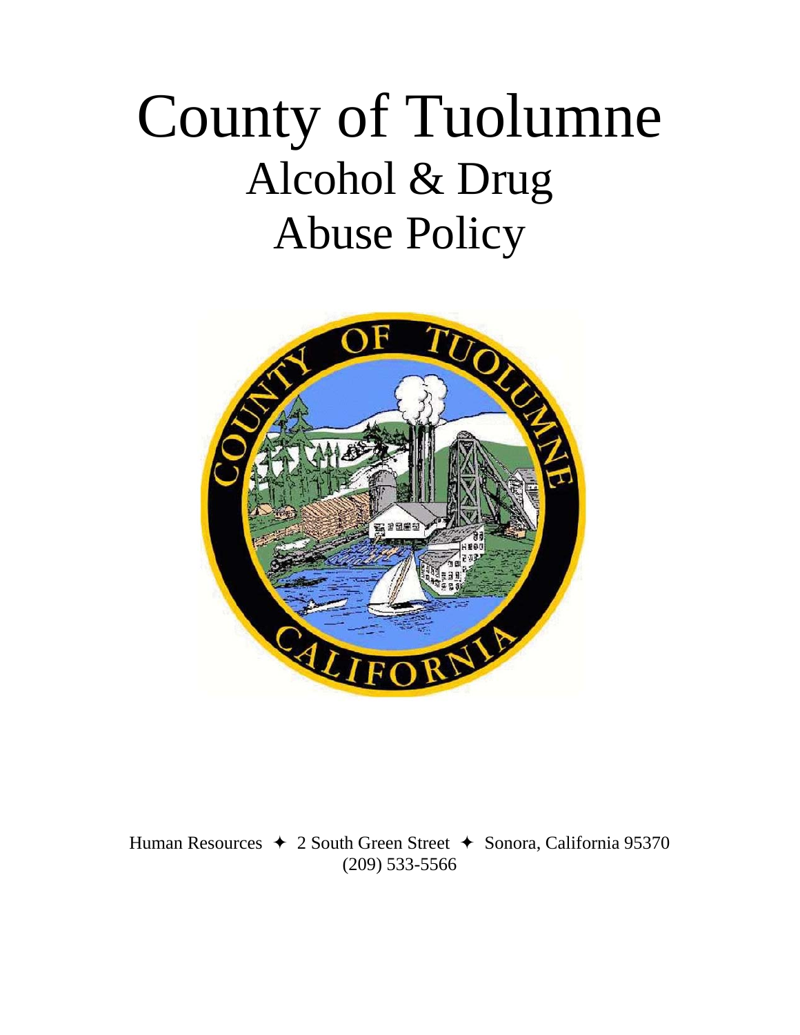# County of Tuolumne

## Alcohol & Drug Abuse Policy

Human Resources ✦ 2 South Green Street ✦ Sonora, California 95370
(209) 533-5566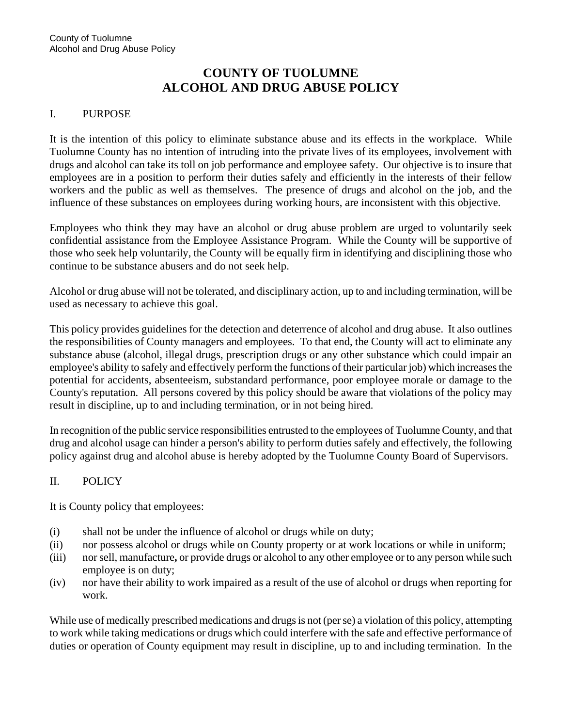# COUNTY OF TUOLUMNE
# ALCOHOL AND DRUG ABUSE POLICY

## I. PURPOSE

It is the intention of this policy to eliminate substance abuse and its effects in the workplace. While Tuolumne County has no intention of intruding into the private lives of its employees, involvement with drugs and alcohol can take its toll on job performance and employee safety. Our objective is to insure that employees are in a position to perform their duties safely and efficiently in the interests of their fellow workers and the public as well as themselves. The presence of drugs and alcohol on the job, and the influence of these substances on employees during working hours, are inconsistent with this objective.

Employees who think they may have an alcohol or drug abuse problem are urged to voluntarily seek confidential assistance from the Employee Assistance Program. While the County will be supportive of those who seek help voluntarily, the County will be equally firm in identifying and disciplining those who continue to be substance abusers and do not seek help.

Alcohol or drug abuse will not be tolerated, and disciplinary action, up to and including termination, will be used as necessary to achieve this goal.

This policy provides guidelines for the detection and deterrence of alcohol and drug abuse. It also outlines the responsibilities of County managers and employees. To that end, the County will act to eliminate any substance abuse (alcohol, illegal drugs, prescription drugs or any other substance which could impair an employee's ability to safely and effectively perform the functions of their particular job) which increases the potential for accidents, absenteeism, substandard performance, poor employee morale or damage to the County's reputation. All persons covered by this policy should be aware that violations of the policy may result in discipline, up to and including termination, or in not being hired.

In recognition of the public service responsibilities entrusted to the employees of Tuolumne County, and that drug and alcohol usage can hinder a person's ability to perform duties safely and effectively, the following policy against drug and alcohol abuse is hereby adopted by the Tuolumne County Board of Supervisors.

## II. POLICY

It is County policy that employees:

(i) shall not be under the influence of alcohol or drugs while on duty;
(ii) nor possess alcohol or drugs while on County property or at work locations or while in uniform;
(iii) nor sell, manufacture**,** or provide drugs or alcohol to any other employee or to any person while such employee is on duty;
(iv) nor have their ability to work impaired as a result of the use of alcohol or drugs when reporting for work.

While use of medically prescribed medications and drugs is not (per se) a violation of this policy, attempting to work while taking medications or drugs which could interfere with the safe and effective performance of duties or operation of County equipment may result in discipline, up to and including termination. In the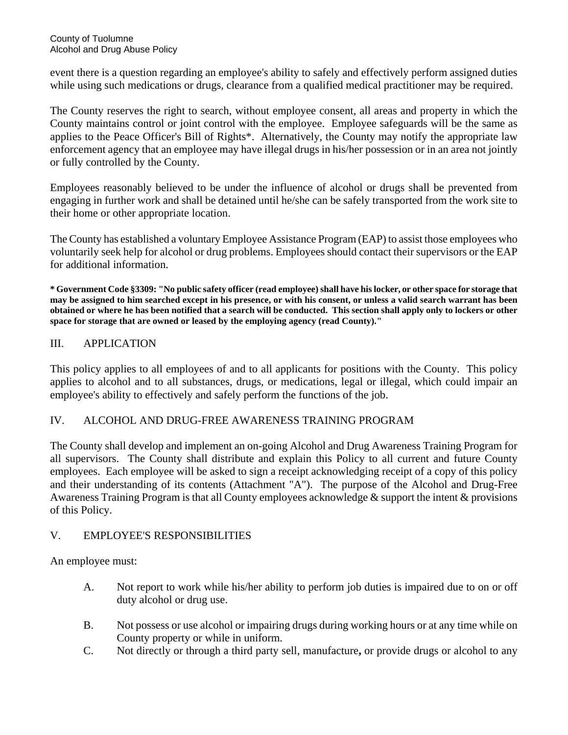event there is a question regarding an employee's ability to safely and effectively perform assigned duties while using such medications or drugs, clearance from a qualified medical practitioner may be required.

The County reserves the right to search, without employee consent, all areas and property in which the County maintains control or joint control with the employee. Employee safeguards will be the same as applies to the Peace Officer's Bill of Rights*. Alternatively, the County may notify the appropriate law enforcement agency that an employee may have illegal drugs in his/her possession or in an area not jointly or fully controlled by the County.

Employees reasonably believed to be under the influence of alcohol or drugs shall be prevented from engaging in further work and shall be detained until he/she can be safely transported from the work site to their home or other appropriate location.

The County has established a voluntary Employee Assistance Program (EAP) to assist those employees who voluntarily seek help for alcohol or drug problems. Employees should contact their supervisors or the EAP for additional information.

**\* Government Code §3309: "No public safety officer (read employee) shall have his locker, or other space for storage that may be assigned to him searched except in his presence, or with his consent, or unless a valid search warrant has been obtained or where he has been notified that a search will be conducted. This section shall apply only to lockers or other space for storage that are owned or leased by the employing agency (read County)."**

## III. APPLICATION

This policy applies to all employees of and to all applicants for positions with the County. This policy applies to alcohol and to all substances, drugs, or medications, legal or illegal, which could impair an employee's ability to effectively and safely perform the functions of the job.

## IV. ALCOHOL AND DRUG-FREE AWARENESS TRAINING PROGRAM

The County shall develop and implement an on-going Alcohol and Drug Awareness Training Program for all supervisors. The County shall distribute and explain this Policy to all current and future County employees. Each employee will be asked to sign a receipt acknowledging receipt of a copy of this policy and their understanding of its contents (Attachment "A"). The purpose of the Alcohol and Drug-Free Awareness Training Program is that all County employees acknowledge & support the intent & provisions of this Policy.

## V. EMPLOYEE'S RESPONSIBILITIES

An employee must:

A. Not report to work while his/her ability to perform job duties is impaired due to on or off duty alcohol or drug use.

B. Not possess or use alcohol or impairing drugs during working hours or at any time while on County property or while in uniform.

C. Not directly or through a third party sell, manufacture**,** or provide drugs or alcohol to any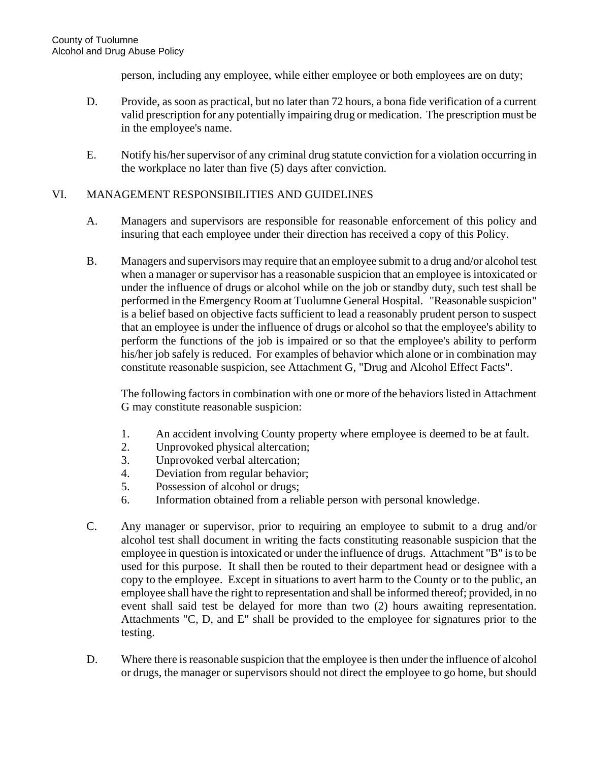person, including any employee, while either employee or both employees are on duty;

D. Provide, as soon as practical, but no later than 72 hours, a bona fide verification of a current valid prescription for any potentially impairing drug or medication. The prescription must be in the employee's name.

E. Notify his/her supervisor of any criminal drug statute conviction for a violation occurring in the workplace no later than five (5) days after conviction.

## VI. MANAGEMENT RESPONSIBILITIES AND GUIDELINES

A. Managers and supervisors are responsible for reasonable enforcement of this policy and insuring that each employee under their direction has received a copy of this Policy.

B. Managers and supervisors may require that an employee submit to a drug and/or alcohol test when a manager or supervisor has a reasonable suspicion that an employee is intoxicated or under the influence of drugs or alcohol while on the job or standby duty, such test shall be performed in the Emergency Room at Tuolumne General Hospital. "Reasonable suspicion" is a belief based on objective facts sufficient to lead a reasonably prudent person to suspect that an employee is under the influence of drugs or alcohol so that the employee's ability to perform the functions of the job is impaired or so that the employee's ability to perform his/her job safely is reduced. For examples of behavior which alone or in combination may constitute reasonable suspicion, see Attachment G, "Drug and Alcohol Effect Facts".

The following factors in combination with one or more of the behaviors listed in Attachment G may constitute reasonable suspicion:

1. An accident involving County property where employee is deemed to be at fault.
2. Unprovoked physical altercation;
3. Unprovoked verbal altercation;
4. Deviation from regular behavior;
5. Possession of alcohol or drugs;
6. Information obtained from a reliable person with personal knowledge.

C. Any manager or supervisor, prior to requiring an employee to submit to a drug and/or alcohol test shall document in writing the facts constituting reasonable suspicion that the employee in question is intoxicated or under the influence of drugs. Attachment "B" is to be used for this purpose. It shall then be routed to their department head or designee with a copy to the employee. Except in situations to avert harm to the County or to the public, an employee shall have the right to representation and shall be informed thereof; provided, in no event shall said test be delayed for more than two (2) hours awaiting representation. Attachments "C, D, and E" shall be provided to the employee for signatures prior to the testing.

D. Where there is reasonable suspicion that the employee is then under the influence of alcohol or drugs, the manager or supervisors should not direct the employee to go home, but should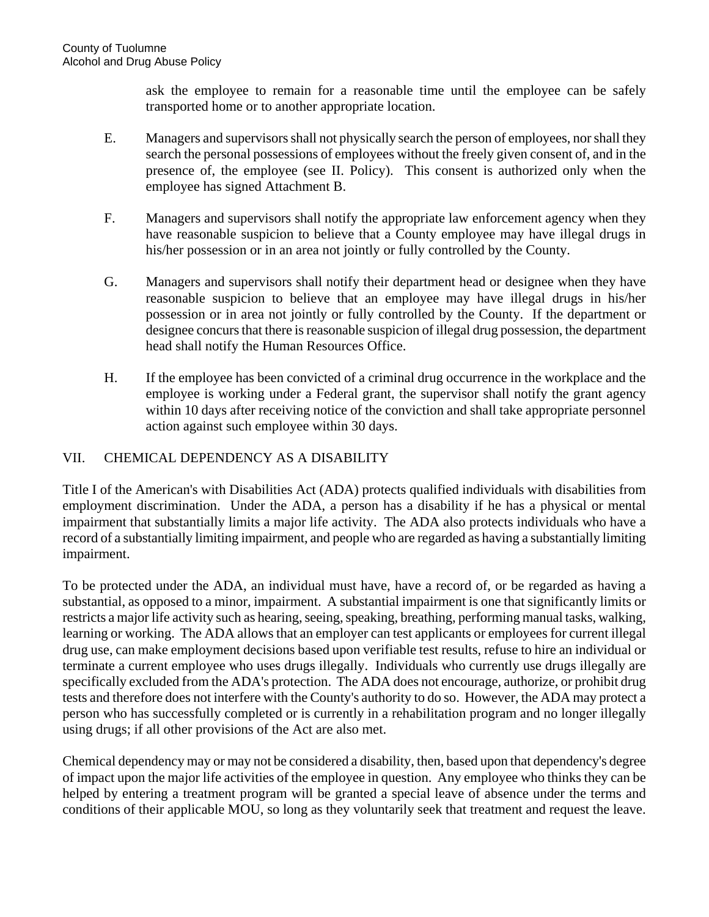ask the employee to remain for a reasonable time until the employee can be safely transported home or to another appropriate location.

E. Managers and supervisors shall not physically search the person of employees, nor shall they search the personal possessions of employees without the freely given consent of, and in the presence of, the employee (see II. Policy). This consent is authorized only when the employee has signed Attachment B.

F. Managers and supervisors shall notify the appropriate law enforcement agency when they have reasonable suspicion to believe that a County employee may have illegal drugs in his/her possession or in an area not jointly or fully controlled by the County.

G. Managers and supervisors shall notify their department head or designee when they have reasonable suspicion to believe that an employee may have illegal drugs in his/her possession or in area not jointly or fully controlled by the County. If the department or designee concurs that there is reasonable suspicion of illegal drug possession, the department head shall notify the Human Resources Office.

H. If the employee has been convicted of a criminal drug occurrence in the workplace and the employee is working under a Federal grant, the supervisor shall notify the grant agency within 10 days after receiving notice of the conviction and shall take appropriate personnel action against such employee within 30 days.

## VII. CHEMICAL DEPENDENCY AS A DISABILITY

Title I of the American's with Disabilities Act (ADA) protects qualified individuals with disabilities from employment discrimination. Under the ADA, a person has a disability if he has a physical or mental impairment that substantially limits a major life activity. The ADA also protects individuals who have a record of a substantially limiting impairment, and people who are regarded as having a substantially limiting impairment.

To be protected under the ADA, an individual must have, have a record of, or be regarded as having a substantial, as opposed to a minor, impairment. A substantial impairment is one that significantly limits or restricts a major life activity such as hearing, seeing, speaking, breathing, performing manual tasks, walking, learning or working. The ADA allows that an employer can test applicants or employees for current illegal drug use, can make employment decisions based upon verifiable test results, refuse to hire an individual or terminate a current employee who uses drugs illegally. Individuals who currently use drugs illegally are specifically excluded from the ADA's protection. The ADA does not encourage, authorize, or prohibit drug tests and therefore does not interfere with the County's authority to do so. However, the ADA may protect a person who has successfully completed or is currently in a rehabilitation program and no longer illegally using drugs; if all other provisions of the Act are also met.

Chemical dependency may or may not be considered a disability, then, based upon that dependency's degree of impact upon the major life activities of the employee in question. Any employee who thinks they can be helped by entering a treatment program will be granted a special leave of absence under the terms and conditions of their applicable MOU, so long as they voluntarily seek that treatment and request the leave.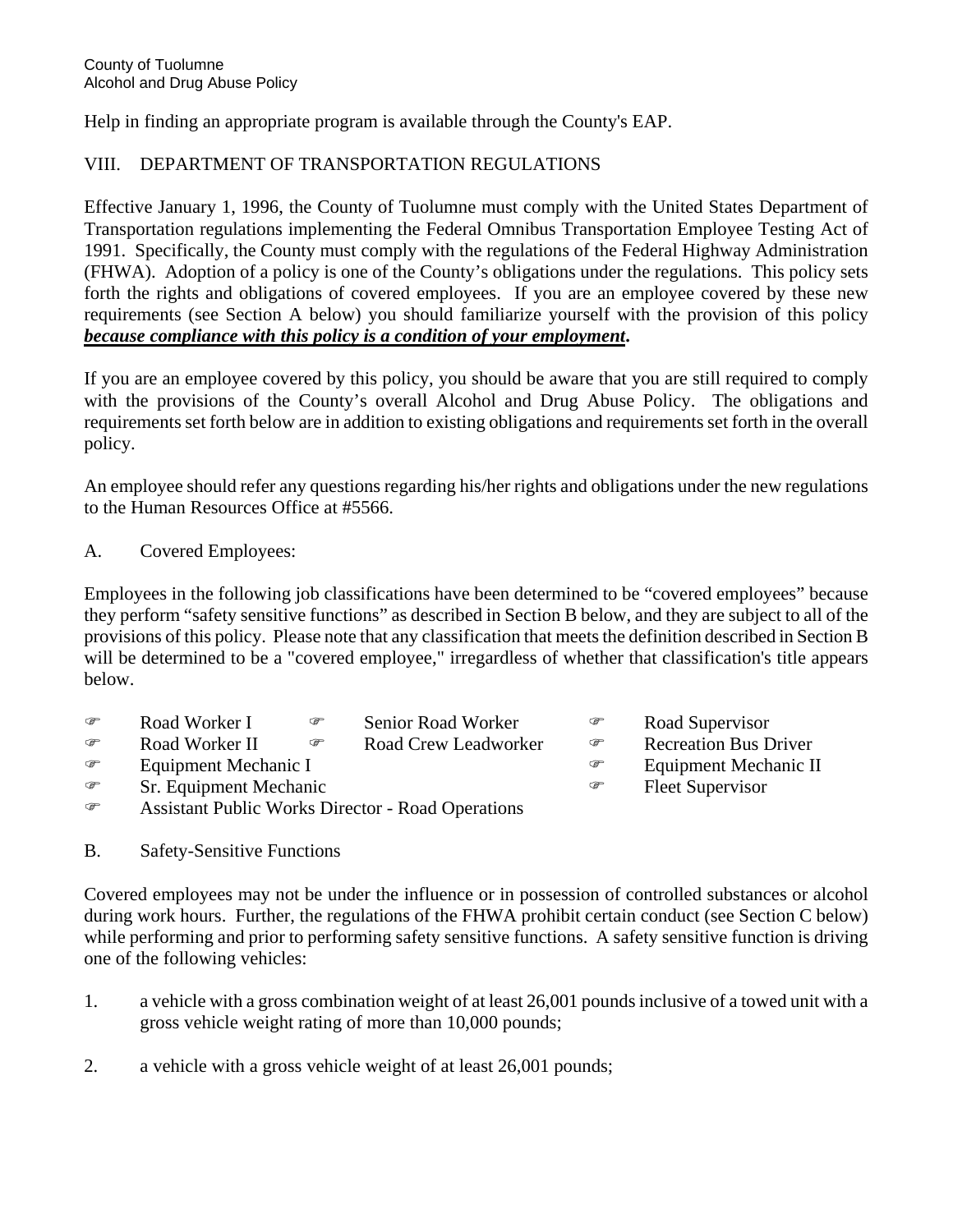Help in finding an appropriate program is available through the County's EAP.

## VIII. DEPARTMENT OF TRANSPORTATION REGULATIONS

Effective January 1, 1996, the County of Tuolumne must comply with the United States Department of Transportation regulations implementing the Federal Omnibus Transportation Employee Testing Act of 1991. Specifically, the County must comply with the regulations of the Federal Highway Administration (FHWA). Adoption of a policy is one of the County's obligations under the regulations. This policy sets forth the rights and obligations of covered employees. If you are an employee covered by these new requirements (see Section A below) you should familiarize yourself with the provision of this policy ***because compliance with this policy is a condition of your employment*.**

If you are an employee covered by this policy, you should be aware that you are still required to comply with the provisions of the County's overall Alcohol and Drug Abuse Policy. The obligations and requirements set forth below are in addition to existing obligations and requirements set forth in the overall policy.

An employee should refer any questions regarding his/her rights and obligations under the new regulations to the Human Resources Office at #5566.

### A. Covered Employees:

Employees in the following job classifications have been determined to be "covered employees" because they perform "safety sensitive functions" as described in Section B below, and they are subject to all of the provisions of this policy. Please note that any classification that meets the definition described in Section B will be determined to be a "covered employee," irregardless of whether that classification's title appears below.

- Road Worker I
- Senior Road Worker
- Road Supervisor
- Road Worker II
- Road Crew Leadworker
- Recreation Bus Driver
- Equipment Mechanic I
- Equipment Mechanic II
- Sr. Equipment Mechanic
- Fleet Supervisor
- Assistant Public Works Director - Road Operations

### B. Safety-Sensitive Functions

Covered employees may not be under the influence or in possession of controlled substances or alcohol during work hours. Further, the regulations of the FHWA prohibit certain conduct (see Section C below) while performing and prior to performing safety sensitive functions. A safety sensitive function is driving one of the following vehicles:

1. a vehicle with a gross combination weight of at least 26,001 pounds inclusive of a towed unit with a gross vehicle weight rating of more than 10,000 pounds;

2. a vehicle with a gross vehicle weight of at least 26,001 pounds;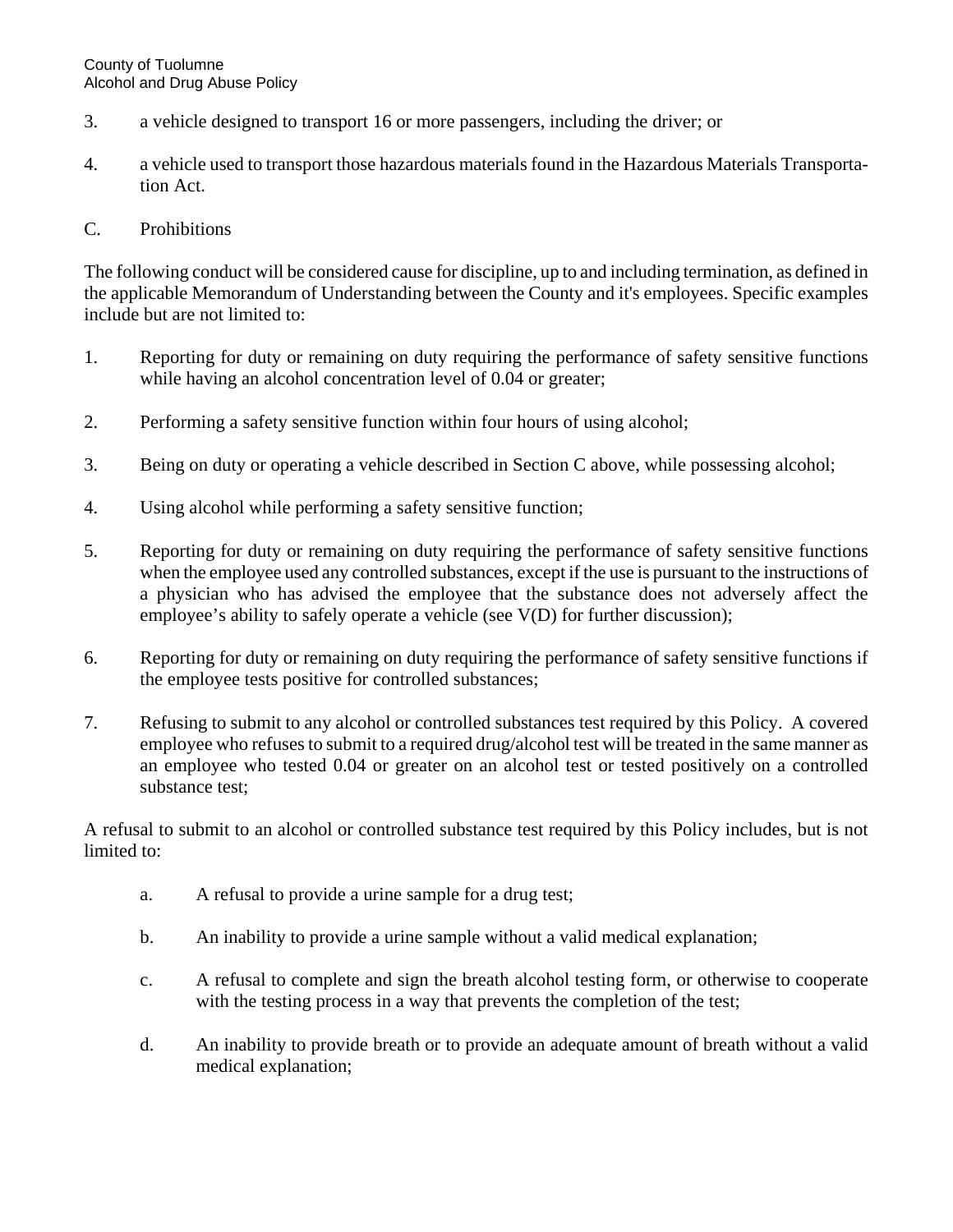3. a vehicle designed to transport 16 or more passengers, including the driver; or

4. a vehicle used to transport those hazardous materials found in the Hazardous Materials Transportation Act.

C. Prohibitions

The following conduct will be considered cause for discipline, up to and including termination, as defined in the applicable Memorandum of Understanding between the County and it's employees. Specific examples include but are not limited to:

1. Reporting for duty or remaining on duty requiring the performance of safety sensitive functions while having an alcohol concentration level of 0.04 or greater;

2. Performing a safety sensitive function within four hours of using alcohol;

3. Being on duty or operating a vehicle described in Section C above, while possessing alcohol;

4. Using alcohol while performing a safety sensitive function;

5. Reporting for duty or remaining on duty requiring the performance of safety sensitive functions when the employee used any controlled substances, except if the use is pursuant to the instructions of a physician who has advised the employee that the substance does not adversely affect the employee's ability to safely operate a vehicle (see V(D) for further discussion);

6. Reporting for duty or remaining on duty requiring the performance of safety sensitive functions if the employee tests positive for controlled substances;

7. Refusing to submit to any alcohol or controlled substances test required by this Policy. A covered employee who refuses to submit to a required drug/alcohol test will be treated in the same manner as an employee who tested 0.04 or greater on an alcohol test or tested positively on a controlled substance test;

A refusal to submit to an alcohol or controlled substance test required by this Policy includes, but is not limited to:

a. A refusal to provide a urine sample for a drug test;

b. An inability to provide a urine sample without a valid medical explanation;

c. A refusal to complete and sign the breath alcohol testing form, or otherwise to cooperate with the testing process in a way that prevents the completion of the test;

d. An inability to provide breath or to provide an adequate amount of breath without a valid medical explanation;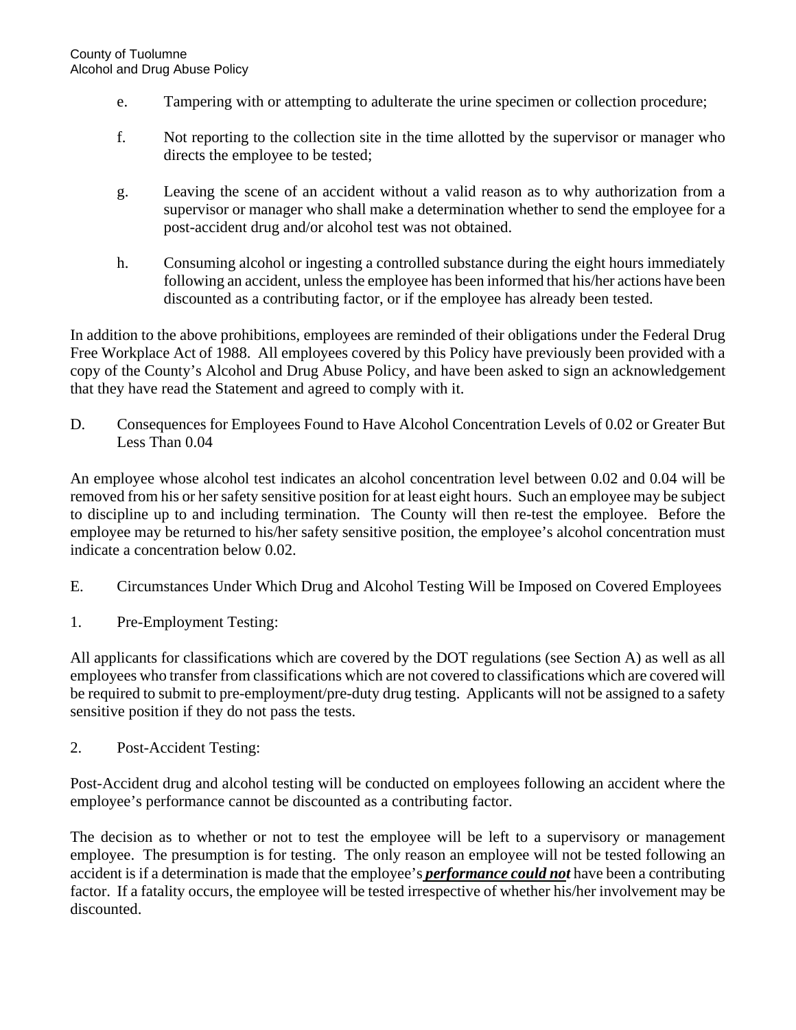e. Tampering with or attempting to adulterate the urine specimen or collection procedure;

f. Not reporting to the collection site in the time allotted by the supervisor or manager who directs the employee to be tested;

g. Leaving the scene of an accident without a valid reason as to why authorization from a supervisor or manager who shall make a determination whether to send the employee for a post-accident drug and/or alcohol test was not obtained.

h. Consuming alcohol or ingesting a controlled substance during the eight hours immediately following an accident, unless the employee has been informed that his/her actions have been discounted as a contributing factor, or if the employee has already been tested.

In addition to the above prohibitions, employees are reminded of their obligations under the Federal Drug Free Workplace Act of 1988. All employees covered by this Policy have previously been provided with a copy of the County's Alcohol and Drug Abuse Policy, and have been asked to sign an acknowledgement that they have read the Statement and agreed to comply with it.

D. Consequences for Employees Found to Have Alcohol Concentration Levels of 0.02 or Greater But Less Than 0.04

An employee whose alcohol test indicates an alcohol concentration level between 0.02 and 0.04 will be removed from his or her safety sensitive position for at least eight hours. Such an employee may be subject to discipline up to and including termination. The County will then re-test the employee. Before the employee may be returned to his/her safety sensitive position, the employee's alcohol concentration must indicate a concentration below 0.02.

E. Circumstances Under Which Drug and Alcohol Testing Will be Imposed on Covered Employees

1. Pre-Employment Testing:

All applicants for classifications which are covered by the DOT regulations (see Section A) as well as all employees who transfer from classifications which are not covered to classifications which are covered will be required to submit to pre-employment/pre-duty drug testing. Applicants will not be assigned to a safety sensitive position if they do not pass the tests.

2. Post-Accident Testing:

Post-Accident drug and alcohol testing will be conducted on employees following an accident where the employee's performance cannot be discounted as a contributing factor.

The decision as to whether or not to test the employee will be left to a supervisory or management employee. The presumption is for testing. The only reason an employee will not be tested following an accident is if a determination is made that the employee's ***performance could not*** have been a contributing factor. If a fatality occurs, the employee will be tested irrespective of whether his/her involvement may be discounted.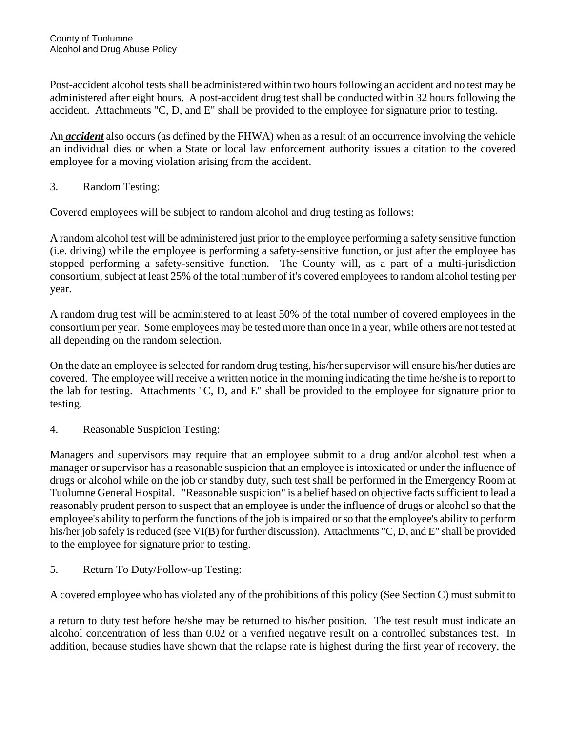Post-accident alcohol tests shall be administered within two hours following an accident and no test may be administered after eight hours. A post-accident drug test shall be conducted within 32 hours following the accident. Attachments "C, D, and E" shall be provided to the employee for signature prior to testing.

An ***accident*** also occurs (as defined by the FHWA) when as a result of an occurrence involving the vehicle an individual dies or when a State or local law enforcement authority issues a citation to the covered employee for a moving violation arising from the accident.

3. Random Testing:

Covered employees will be subject to random alcohol and drug testing as follows:

A random alcohol test will be administered just prior to the employee performing a safety sensitive function (i.e. driving) while the employee is performing a safety-sensitive function, or just after the employee has stopped performing a safety-sensitive function. The County will, as a part of a multi-jurisdiction consortium, subject at least 25% of the total number of it's covered employees to random alcohol testing per year.

A random drug test will be administered to at least 50% of the total number of covered employees in the consortium per year. Some employees may be tested more than once in a year, while others are not tested at all depending on the random selection.

On the date an employee is selected for random drug testing, his/her supervisor will ensure his/her duties are covered. The employee will receive a written notice in the morning indicating the time he/she is to report to the lab for testing. Attachments "C, D, and E" shall be provided to the employee for signature prior to testing.

4. Reasonable Suspicion Testing:

Managers and supervisors may require that an employee submit to a drug and/or alcohol test when a manager or supervisor has a reasonable suspicion that an employee is intoxicated or under the influence of drugs or alcohol while on the job or standby duty, such test shall be performed in the Emergency Room at Tuolumne General Hospital. "Reasonable suspicion" is a belief based on objective facts sufficient to lead a reasonably prudent person to suspect that an employee is under the influence of drugs or alcohol so that the employee's ability to perform the functions of the job is impaired or so that the employee's ability to perform his/her job safely is reduced (see VI(B) for further discussion). Attachments "C, D, and E" shall be provided to the employee for signature prior to testing.

5. Return To Duty/Follow-up Testing:

A covered employee who has violated any of the prohibitions of this policy (See Section C) must submit to a return to duty test before he/she may be returned to his/her position. The test result must indicate an alcohol concentration of less than 0.02 or a verified negative result on a controlled substances test. In addition, because studies have shown that the relapse rate is highest during the first year of recovery, the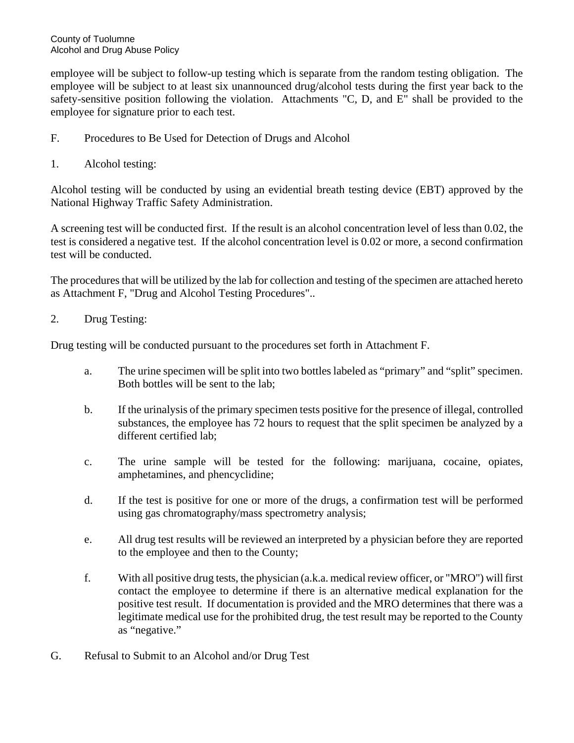employee will be subject to follow-up testing which is separate from the random testing obligation. The employee will be subject to at least six unannounced drug/alcohol tests during the first year back to the safety-sensitive position following the violation. Attachments "C, D, and E" shall be provided to the employee for signature prior to each test.

F. Procedures to Be Used for Detection of Drugs and Alcohol

1. Alcohol testing:

Alcohol testing will be conducted by using an evidential breath testing device (EBT) approved by the National Highway Traffic Safety Administration.

A screening test will be conducted first. If the result is an alcohol concentration level of less than 0.02, the test is considered a negative test. If the alcohol concentration level is 0.02 or more, a second confirmation test will be conducted.

The procedures that will be utilized by the lab for collection and testing of the specimen are attached hereto as Attachment F, "Drug and Alcohol Testing Procedures"..

2. Drug Testing:

Drug testing will be conducted pursuant to the procedures set forth in Attachment F.

a. The urine specimen will be split into two bottles labeled as "primary" and "split" specimen. Both bottles will be sent to the lab;

b. If the urinalysis of the primary specimen tests positive for the presence of illegal, controlled substances, the employee has 72 hours to request that the split specimen be analyzed by a different certified lab;

c. The urine sample will be tested for the following: marijuana, cocaine, opiates, amphetamines, and phencyclidine;

d. If the test is positive for one or more of the drugs, a confirmation test will be performed using gas chromatography/mass spectrometry analysis;

e. All drug test results will be reviewed an interpreted by a physician before they are reported to the employee and then to the County;

f. With all positive drug tests, the physician (a.k.a. medical review officer, or "MRO") will first contact the employee to determine if there is an alternative medical explanation for the positive test result. If documentation is provided and the MRO determines that there was a legitimate medical use for the prohibited drug, the test result may be reported to the County as "negative."

G. Refusal to Submit to an Alcohol and/or Drug Test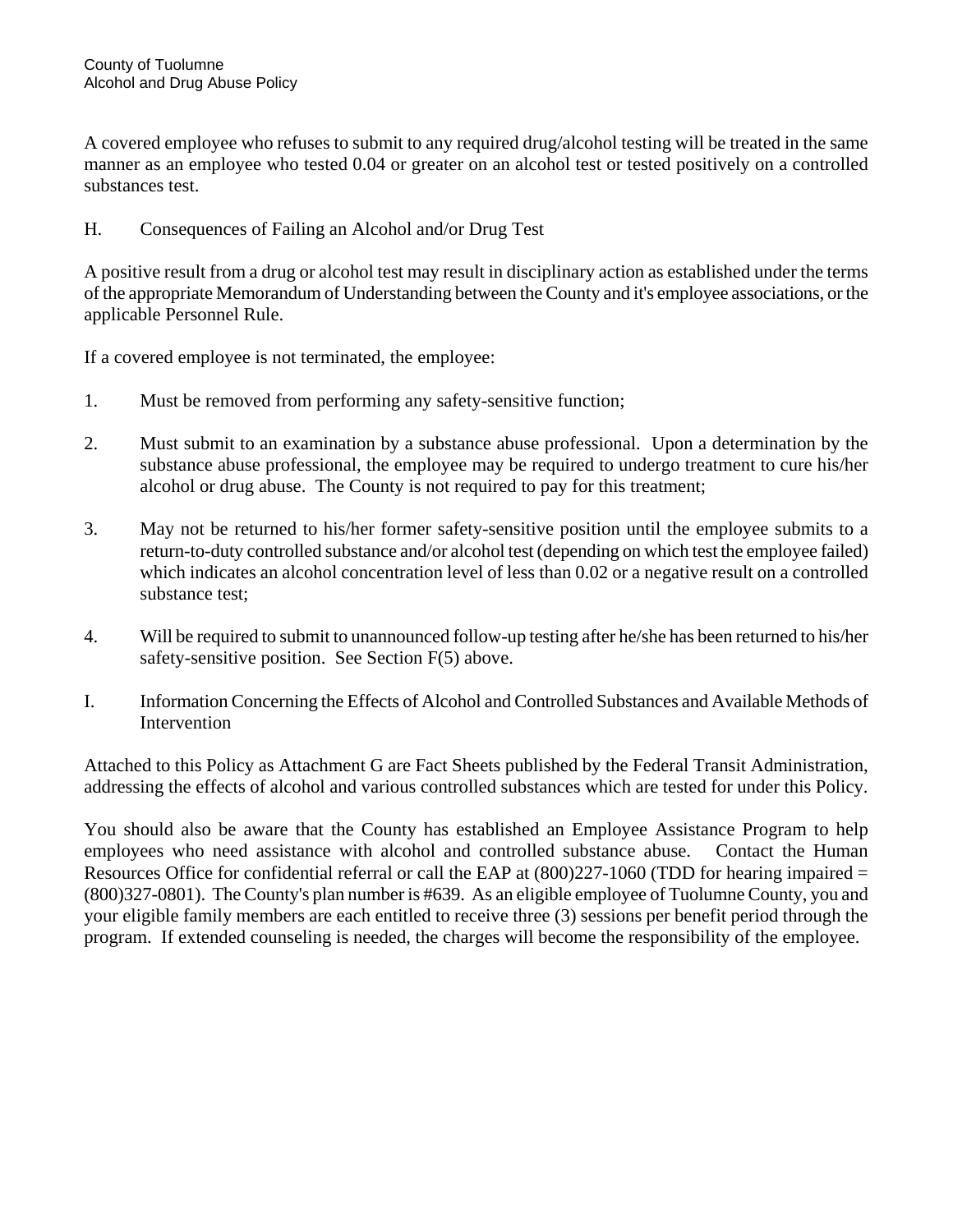A covered employee who refuses to submit to any required drug/alcohol testing will be treated in the same manner as an employee who tested 0.04 or greater on an alcohol test or tested positively on a controlled substances test.

## H. Consequences of Failing an Alcohol and/or Drug Test

A positive result from a drug or alcohol test may result in disciplinary action as established under the terms of the appropriate Memorandum of Understanding between the County and it's employee associations, or the applicable Personnel Rule.

If a covered employee is not terminated, the employee:

1. Must be removed from performing any safety-sensitive function;

2. Must submit to an examination by a substance abuse professional. Upon a determination by the substance abuse professional, the employee may be required to undergo treatment to cure his/her alcohol or drug abuse. The County is not required to pay for this treatment;

3. May not be returned to his/her former safety-sensitive position until the employee submits to a return-to-duty controlled substance and/or alcohol test (depending on which test the employee failed) which indicates an alcohol concentration level of less than 0.02 or a negative result on a controlled substance test;

4. Will be required to submit to unannounced follow-up testing after he/she has been returned to his/her safety-sensitive position. See Section F(5) above.

## I. Information Concerning the Effects of Alcohol and Controlled Substances and Available Methods of Intervention

Attached to this Policy as Attachment G are Fact Sheets published by the Federal Transit Administration, addressing the effects of alcohol and various controlled substances which are tested for under this Policy.

You should also be aware that the County has established an Employee Assistance Program to help employees who need assistance with alcohol and controlled substance abuse. Contact the Human Resources Office for confidential referral or call the EAP at (800)227-1060 (TDD for hearing impaired = (800)327-0801). The County's plan number is #639. As an eligible employee of Tuolumne County, you and your eligible family members are each entitled to receive three (3) sessions per benefit period through the program. If extended counseling is needed, the charges will become the responsibility of the employee.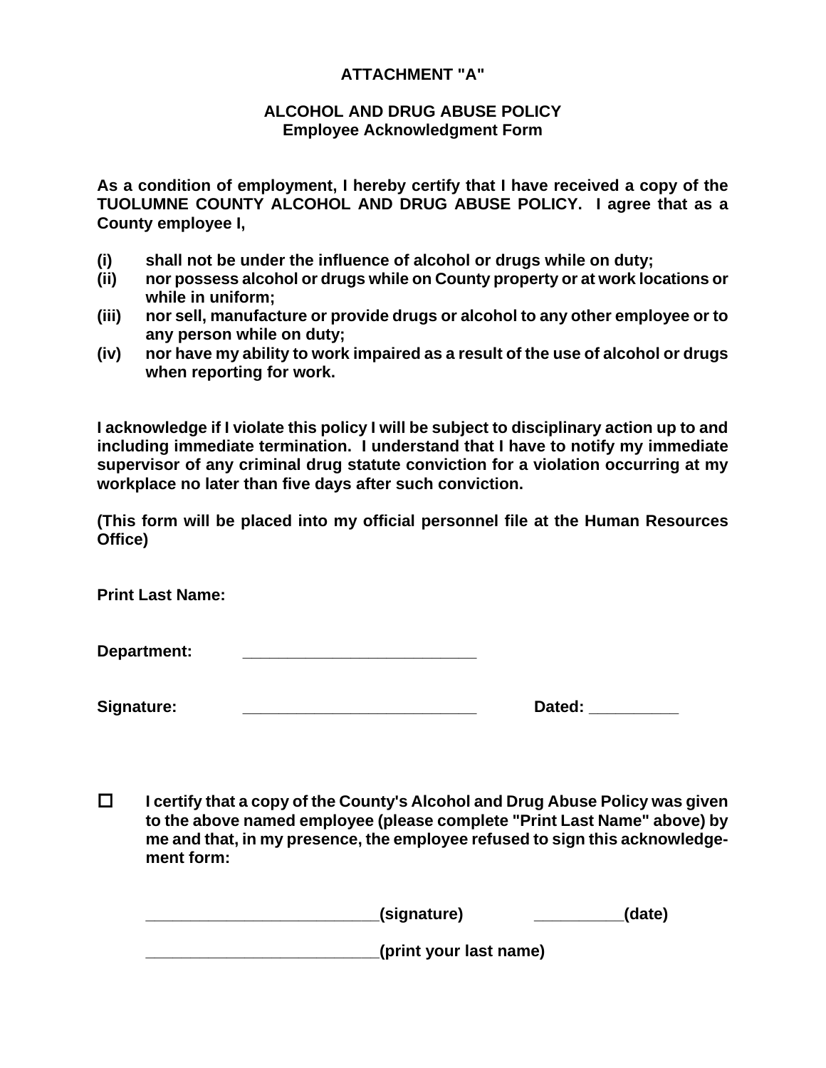**ATTACHMENT "A"**

**ALCOHOL AND DRUG ABUSE POLICY**
**Employee Acknowledgment Form**

**As a condition of employment, I hereby certify that I have received a copy of the TUOLUMNE COUNTY ALCOHOL AND DRUG ABUSE POLICY. I agree that as a County employee I,**

**(i) shall not be under the influence of alcohol or drugs while on duty;**
**(ii) nor possess alcohol or drugs while on County property or at work locations or while in uniform;**
**(iii) nor sell, manufacture or provide drugs or alcohol to any other employee or to any person while on duty;**
**(iv) nor have my ability to work impaired as a result of the use of alcohol or drugs when reporting for work.**

**I acknowledge if I violate this policy I will be subject to disciplinary action up to and including immediate termination. I understand that I have to notify my immediate supervisor of any criminal drug statute conviction for a violation occurring at my workplace no later than five days after such conviction.**

**(This form will be placed into my official personnel file at the Human Resources Office)**

**Print Last Name:**

**Department:** __________________________

**Signature:** __________________________ **Dated:** __________

☐ **I certify that a copy of the County's Alcohol and Drug Abuse Policy was given to the above named employee (please complete "Print Last Name" above) by me and that, in my presence, the employee refused to sign this acknowledgement form:**

__________________________**(signature)** __________**(date)**

__________________________**(print your last name)**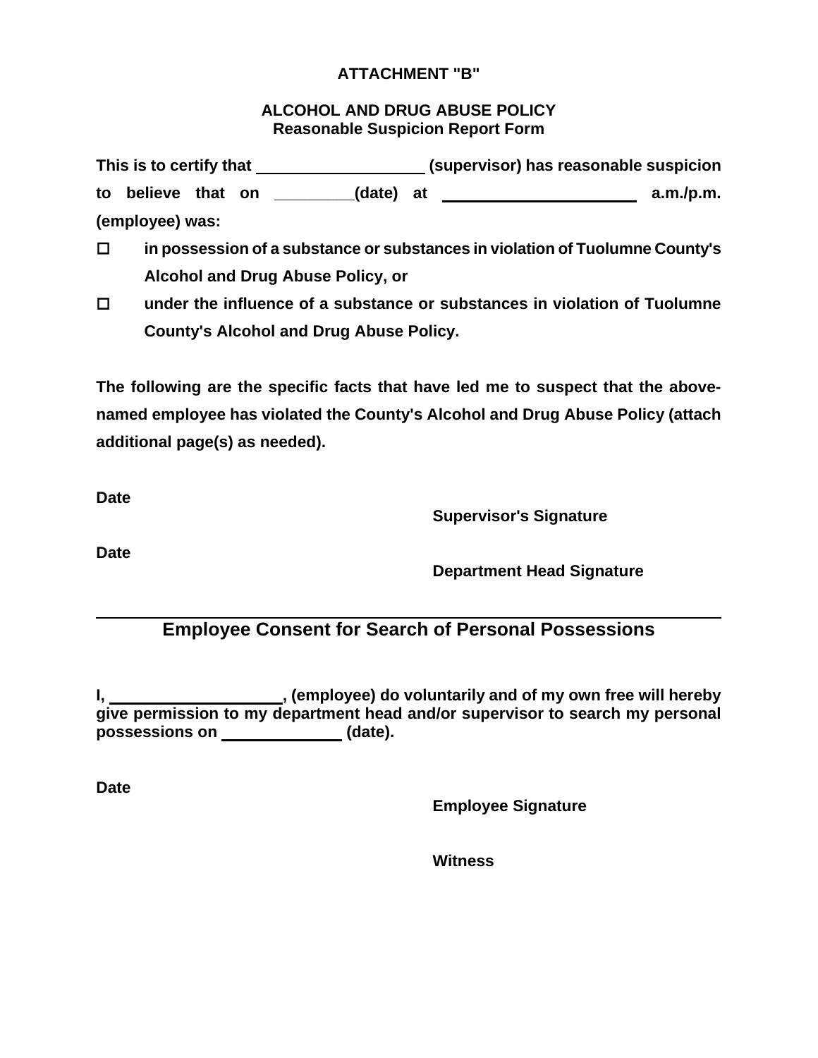**ATTACHMENT "B"**

**ALCOHOL AND DRUG ABUSE POLICY**
**Reasonable Suspicion Report Form**

**This is to certify that ____________________ (supervisor) has reasonable suspicion to believe that on _________(date) at ______________________ a.m./p.m. (employee) was:**

- ☐ **in possession of a substance or substances in violation of Tuolumne County's Alcohol and Drug Abuse Policy, or**
- ☐ **under the influence of a substance or substances in violation of Tuolumne County's Alcohol and Drug Abuse Policy.**

**The following are the specific facts that have led me to suspect that the above-named employee has violated the County's Alcohol and Drug Abuse Policy (attach additional page(s) as needed).**

**Date**

**Supervisor's Signature**

**Date**

**Department Head Signature**

---

## Employee Consent for Search of Personal Possessions

**I, ____________________, (employee) do voluntarily and of my own free will hereby give permission to my department head and/or supervisor to search my personal possessions on ______________ (date).**

**Date**

**Employee Signature**

**Witness**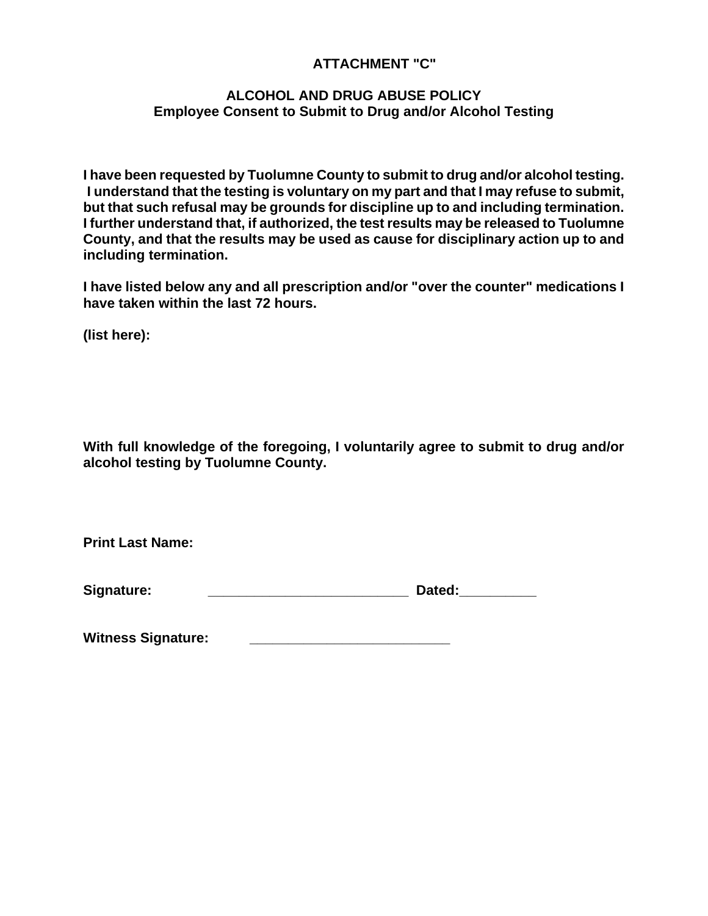**ATTACHMENT "C"**

**ALCOHOL AND DRUG ABUSE POLICY**
**Employee Consent to Submit to Drug and/or Alcohol Testing**

**I have been requested by Tuolumne County to submit to drug and/or alcohol testing. I understand that the testing is voluntary on my part and that I may refuse to submit, but that such refusal may be grounds for discipline up to and including termination. I further understand that, if authorized, the test results may be released to Tuolumne County, and that the results may be used as cause for disciplinary action up to and including termination.**

**I have listed below any and all prescription and/or "over the counter" medications I have taken within the last 72 hours.**

**(list here):**

**With full knowledge of the foregoing, I voluntarily agree to submit to drug and/or alcohol testing by Tuolumne County.**

**Print Last Name:**

**Signature:** __________________________ **Dated:**__________

**Witness Signature:** __________________________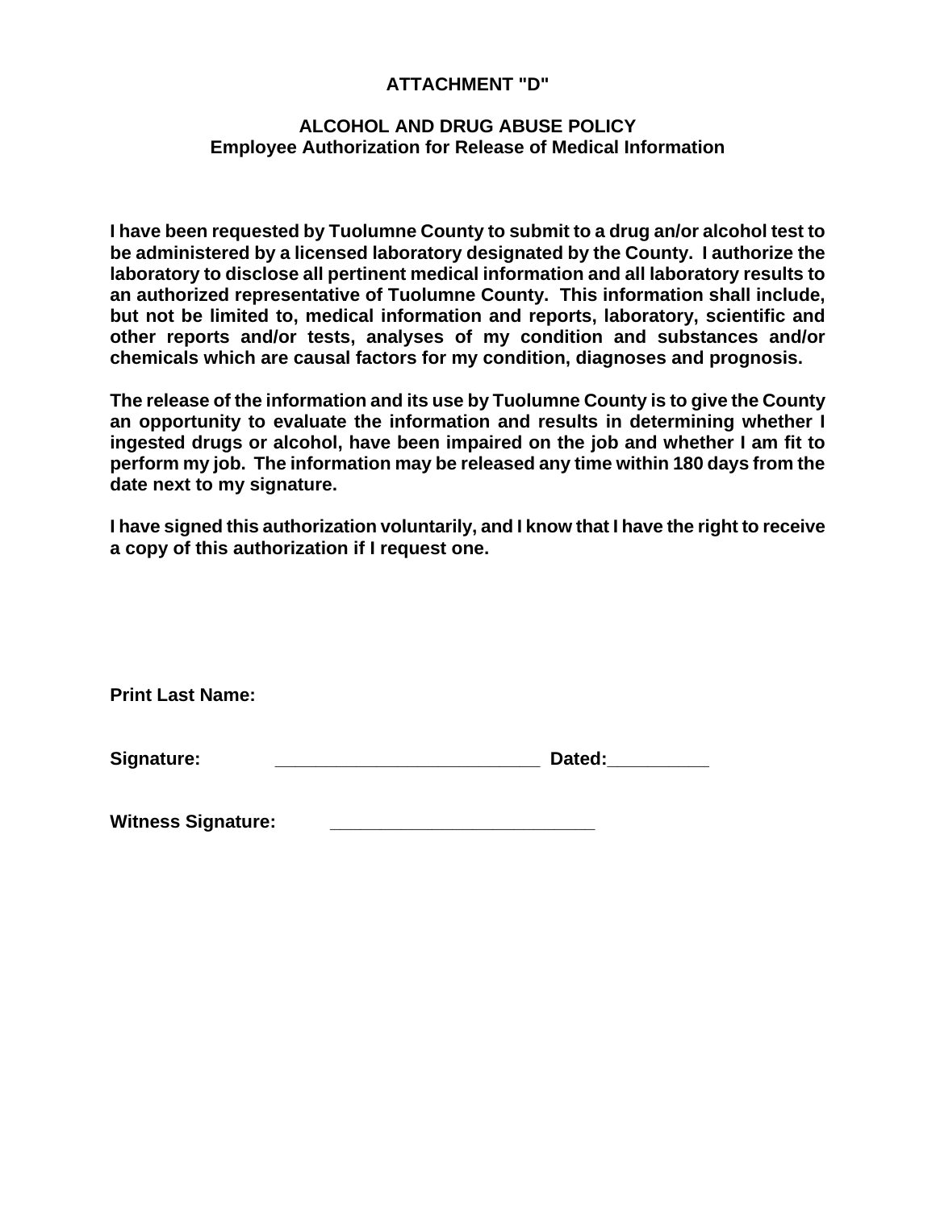**ATTACHMENT "D"**

**ALCOHOL AND DRUG ABUSE POLICY**
**Employee Authorization for Release of Medical Information**

**I have been requested by Tuolumne County to submit to a drug an/or alcohol test to be administered by a licensed laboratory designated by the County. I authorize the laboratory to disclose all pertinent medical information and all laboratory results to an authorized representative of Tuolumne County. This information shall include, but not be limited to, medical information and reports, laboratory, scientific and other reports and/or tests, analyses of my condition and substances and/or chemicals which are causal factors for my condition, diagnoses and prognosis.**

**The release of the information and its use by Tuolumne County is to give the County an opportunity to evaluate the information and results in determining whether I ingested drugs or alcohol, have been impaired on the job and whether I am fit to perform my job. The information may be released any time within 180 days from the date next to my signature.**

**I have signed this authorization voluntarily, and I know that I have the right to receive a copy of this authorization if I request one.**

**Print Last Name:**

**Signature:** __________________________ **Dated:**__________

**Witness Signature:** __________________________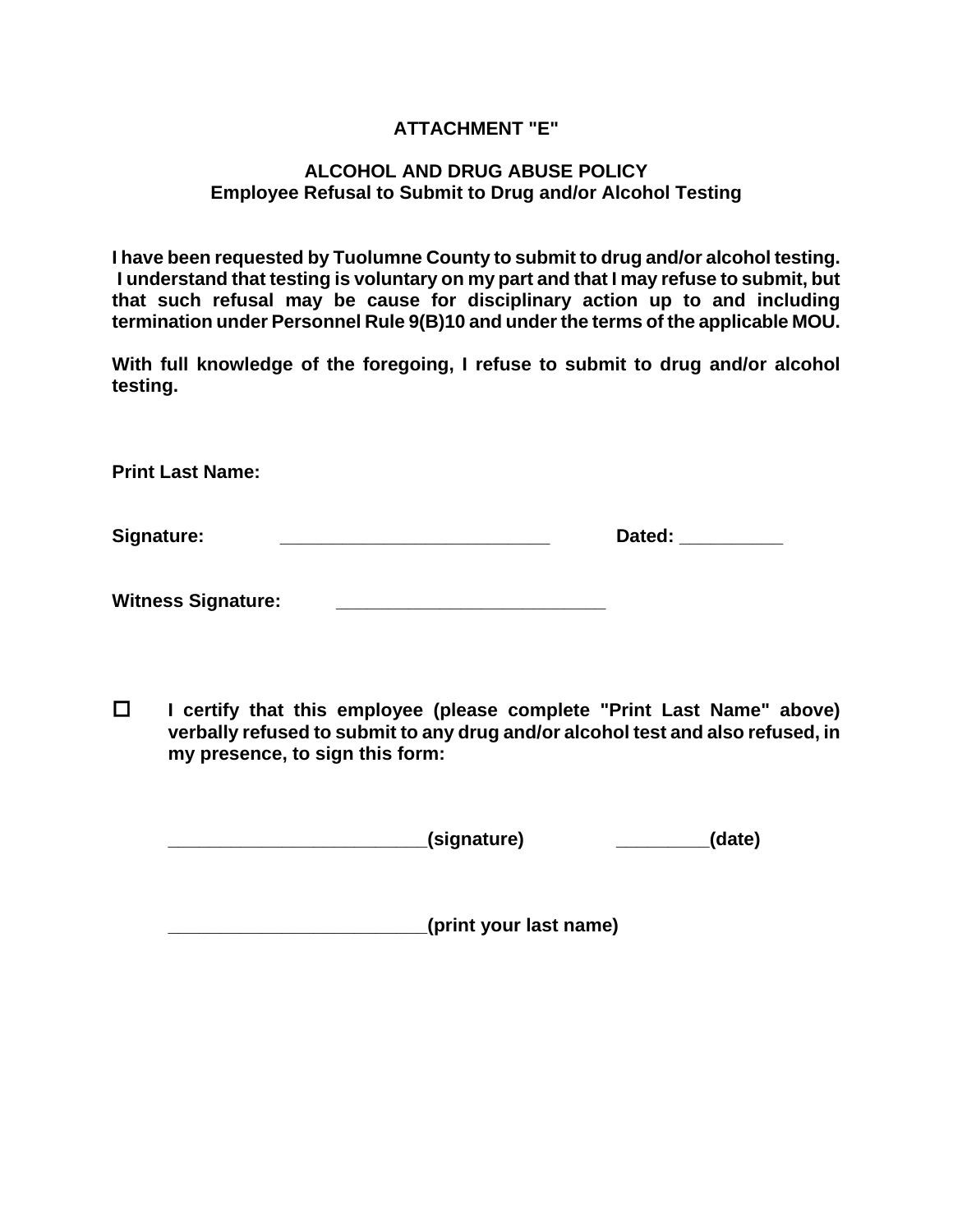**ATTACHMENT "E"**

**ALCOHOL AND DRUG ABUSE POLICY**
**Employee Refusal to Submit to Drug and/or Alcohol Testing**

**I have been requested by Tuolumne County to submit to drug and/or alcohol testing. I understand that testing is voluntary on my part and that I may refuse to submit, but that such refusal may be cause for disciplinary action up to and including termination under Personnel Rule 9(B)10 and under the terms of the applicable MOU.**

**With full knowledge of the foregoing, I refuse to submit to drug and/or alcohol testing.**

**Print Last Name:**

**Signature:** ___________________________ **Dated:** __________

**Witness Signature:** ___________________________

☐ **I certify that this employee (please complete "Print Last Name" above) verbally refused to submit to any drug and/or alcohol test and also refused, in my presence, to sign this form:**

__________________________**(signature)** _________**(date)**

__________________________**(print your last name)**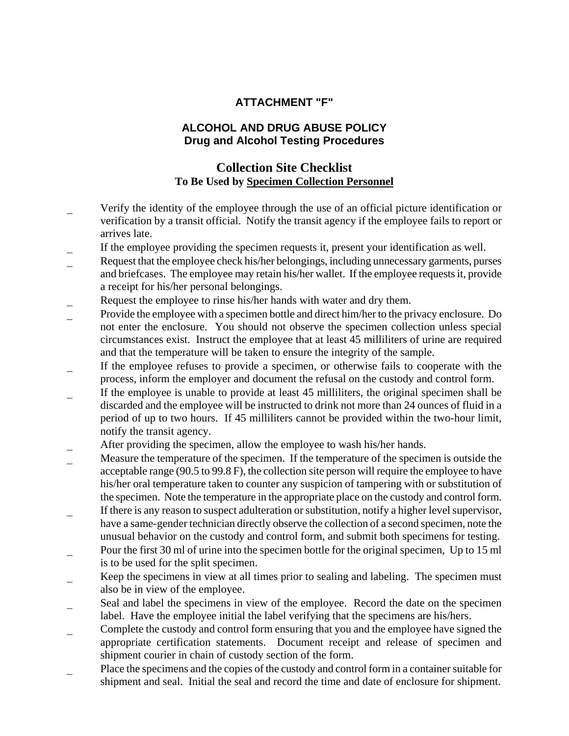**ATTACHMENT "F"**

**ALCOHOL AND DRUG ABUSE POLICY**
**Drug and Alcohol Testing Procedures**

## Collection Site Checklist

**To Be Used by Specimen Collection Personnel**

_ Verify the identity of the employee through the use of an official picture identification or verification by a transit official. Notify the transit agency if the employee fails to report or arrives late.

_ If the employee providing the specimen requests it, present your identification as well.

_ Request that the employee check his/her belongings, including unnecessary garments, purses and briefcases. The employee may retain his/her wallet. If the employee requests it, provide a receipt for his/her personal belongings.

_ Request the employee to rinse his/her hands with water and dry them.

_ Provide the employee with a specimen bottle and direct him/her to the privacy enclosure. Do not enter the enclosure. You should not observe the specimen collection unless special circumstances exist. Instruct the employee that at least 45 milliliters of urine are required and that the temperature will be taken to ensure the integrity of the sample.

_ If the employee refuses to provide a specimen, or otherwise fails to cooperate with the process, inform the employer and document the refusal on the custody and control form.

_ If the employee is unable to provide at least 45 milliliters, the original specimen shall be discarded and the employee will be instructed to drink not more than 24 ounces of fluid in a period of up to two hours. If 45 milliliters cannot be provided within the two-hour limit, notify the transit agency.

_ After providing the specimen, allow the employee to wash his/her hands.

_ Measure the temperature of the specimen. If the temperature of the specimen is outside the acceptable range (90.5 to 99.8 F), the collection site person will require the employee to have his/her oral temperature taken to counter any suspicion of tampering with or substitution of the specimen. Note the temperature in the appropriate place on the custody and control form.

_ If there is any reason to suspect adulteration or substitution, notify a higher level supervisor, have a same-gender technician directly observe the collection of a second specimen, note the unusual behavior on the custody and control form, and submit both specimens for testing.

_ Pour the first 30 ml of urine into the specimen bottle for the original specimen, Up to 15 ml is to be used for the split specimen.

_ Keep the specimens in view at all times prior to sealing and labeling. The specimen must also be in view of the employee.

_ Seal and label the specimens in view of the employee. Record the date on the specimen label. Have the employee initial the label verifying that the specimens are his/hers.

_ Complete the custody and control form ensuring that you and the employee have signed the appropriate certification statements. Document receipt and release of specimen and shipment courier in chain of custody section of the form.

_ Place the specimens and the copies of the custody and control form in a container suitable for shipment and seal. Initial the seal and record the time and date of enclosure for shipment.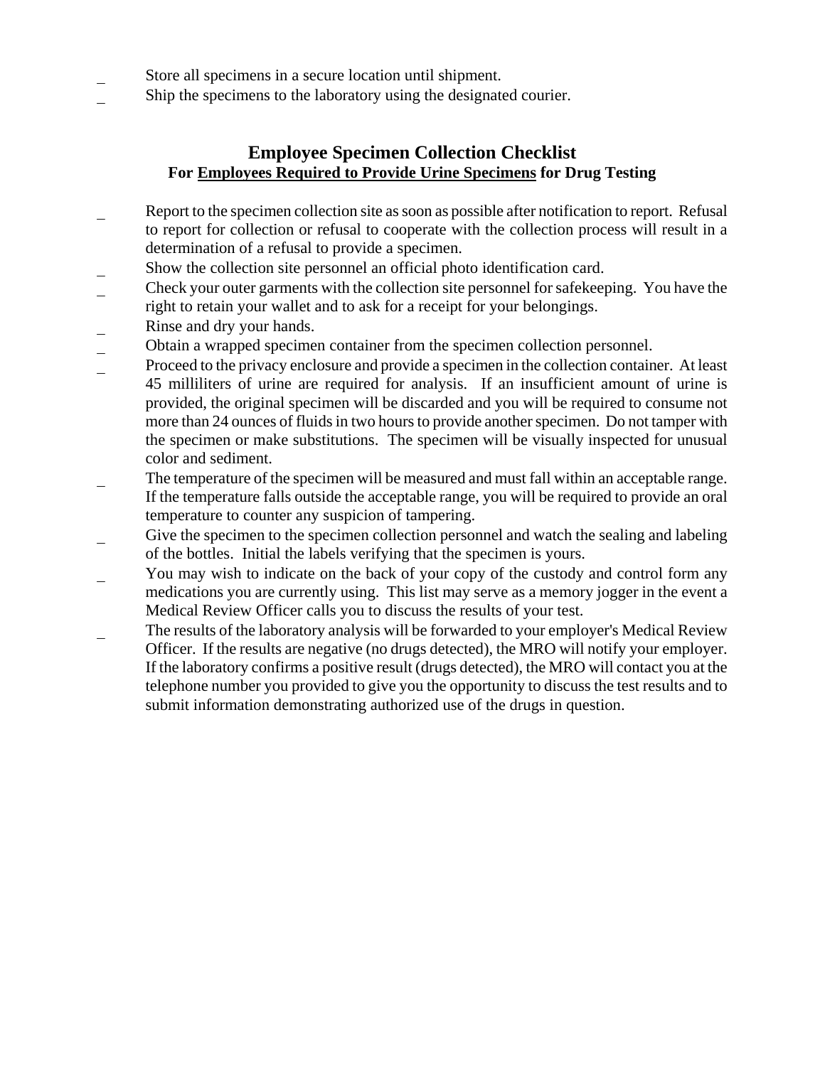- Store all specimens in a secure location until shipment.
- Ship the specimens to the laboratory using the designated courier.

## Employee Specimen Collection Checklist

**For Employees Required to Provide Urine Specimens for Drug Testing**

- Report to the specimen collection site as soon as possible after notification to report. Refusal to report for collection or refusal to cooperate with the collection process will result in a determination of a refusal to provide a specimen.
- Show the collection site personnel an official photo identification card.
- Check your outer garments with the collection site personnel for safekeeping. You have the right to retain your wallet and to ask for a receipt for your belongings.
- Rinse and dry your hands.
- Obtain a wrapped specimen container from the specimen collection personnel.
- Proceed to the privacy enclosure and provide a specimen in the collection container. At least 45 milliliters of urine are required for analysis. If an insufficient amount of urine is provided, the original specimen will be discarded and you will be required to consume not more than 24 ounces of fluids in two hours to provide another specimen. Do not tamper with the specimen or make substitutions. The specimen will be visually inspected for unusual color and sediment.
- The temperature of the specimen will be measured and must fall within an acceptable range. If the temperature falls outside the acceptable range, you will be required to provide an oral temperature to counter any suspicion of tampering.
- Give the specimen to the specimen collection personnel and watch the sealing and labeling of the bottles. Initial the labels verifying that the specimen is yours.
- You may wish to indicate on the back of your copy of the custody and control form any medications you are currently using. This list may serve as a memory jogger in the event a Medical Review Officer calls you to discuss the results of your test.
- The results of the laboratory analysis will be forwarded to your employer's Medical Review Officer. If the results are negative (no drugs detected), the MRO will notify your employer. If the laboratory confirms a positive result (drugs detected), the MRO will contact you at the telephone number you provided to give you the opportunity to discuss the test results and to submit information demonstrating authorized use of the drugs in question.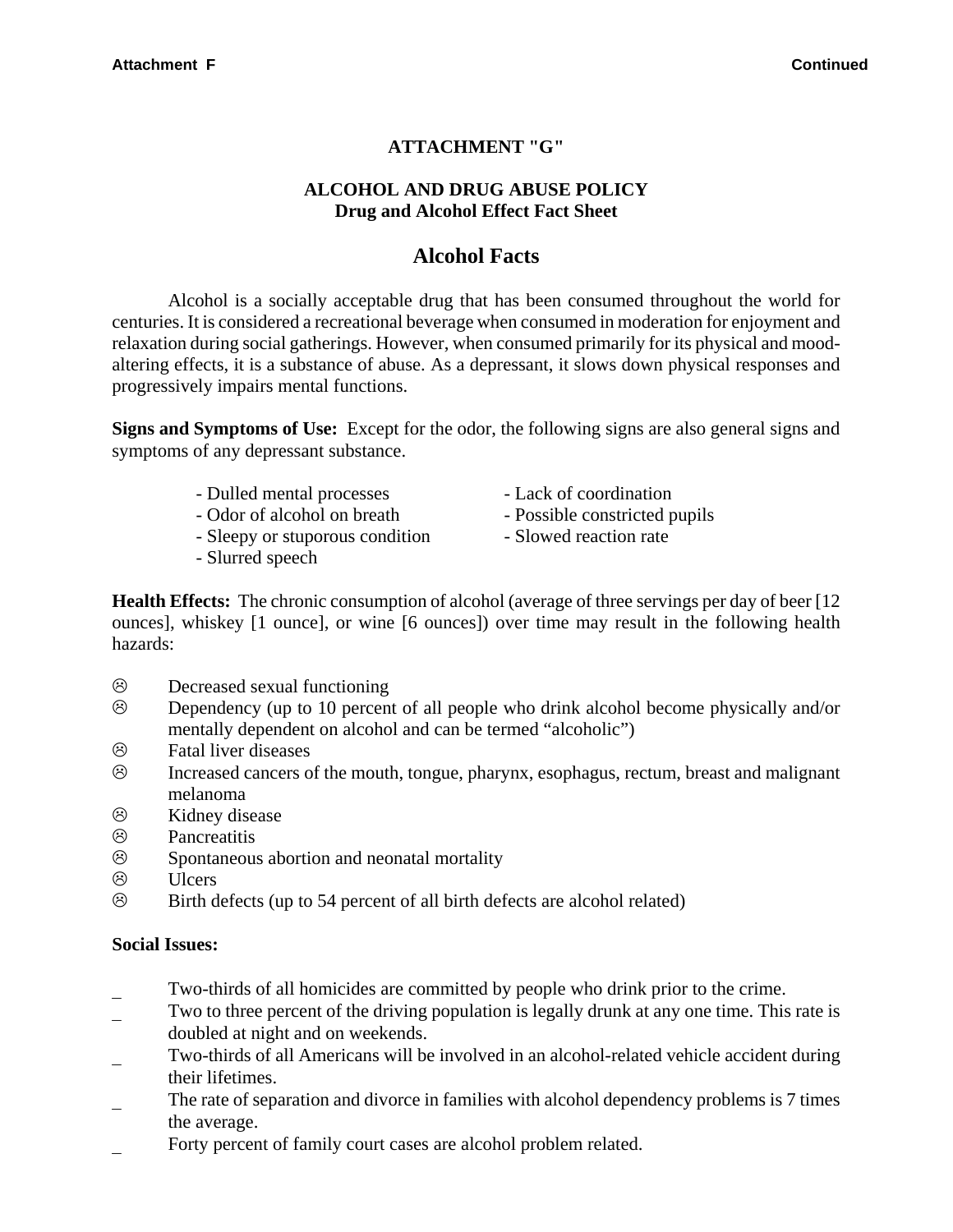### ATTACHMENT "G"

### ALCOHOL AND DRUG ABUSE POLICY
**Drug and Alcohol Effect Fact Sheet**

## Alcohol Facts

Alcohol is a socially acceptable drug that has been consumed throughout the world for centuries. It is considered a recreational beverage when consumed in moderation for enjoyment and relaxation during social gatherings. However, when consumed primarily for its physical and mood-altering effects, it is a substance of abuse. As a depressant, it slows down physical responses and progressively impairs mental functions.

**Signs and Symptoms of Use:** Except for the odor, the following signs are also general signs and symptoms of any depressant substance.

- Dulled mental processes
- Odor of alcohol on breath
- Sleepy or stuporous condition
- Slurred speech
- Lack of coordination
- Possible constricted pupils
- Slowed reaction rate

**Health Effects:** The chronic consumption of alcohol (average of three servings per day of beer [12 ounces], whiskey [1 ounce], or wine [6 ounces]) over time may result in the following health hazards:

- Decreased sexual functioning
- Dependency (up to 10 percent of all people who drink alcohol become physically and/or mentally dependent on alcohol and can be termed “alcoholic”)
- Fatal liver diseases
- Increased cancers of the mouth, tongue, pharynx, esophagus, rectum, breast and malignant melanoma
- Kidney disease
- Pancreatitis
- Spontaneous abortion and neonatal mortality
- Ulcers
- Birth defects (up to 54 percent of all birth defects are alcohol related)

**Social Issues:**

- Two-thirds of all homicides are committed by people who drink prior to the crime.
- Two to three percent of the driving population is legally drunk at any one time. This rate is doubled at night and on weekends.
- Two-thirds of all Americans will be involved in an alcohol-related vehicle accident during their lifetimes.
- The rate of separation and divorce in families with alcohol dependency problems is 7 times the average.
- Forty percent of family court cases are alcohol problem related.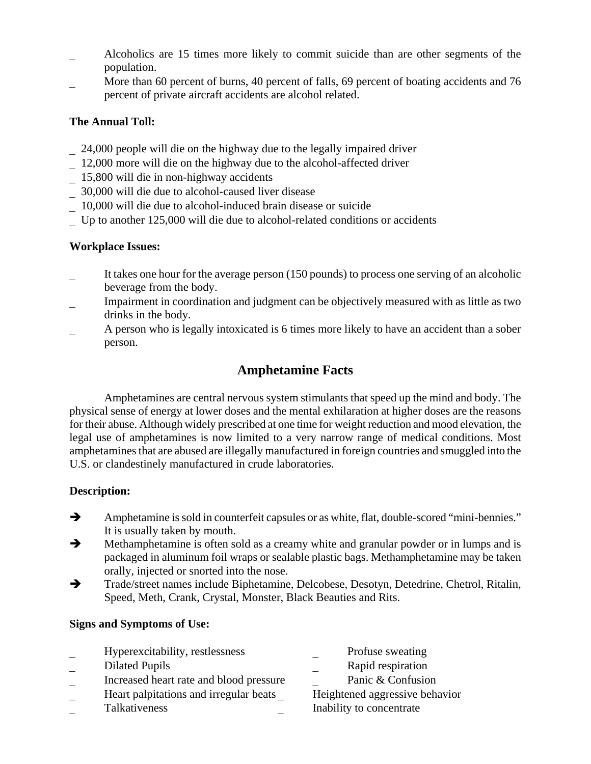- Alcoholics are 15 times more likely to commit suicide than are other segments of the population.
- More than 60 percent of burns, 40 percent of falls, 69 percent of boating accidents and 76 percent of private aircraft accidents are alcohol related.

**The Annual Toll:**

- 24,000 people will die on the highway due to the legally impaired driver
- 12,000 more will die on the highway due to the alcohol-affected driver
- 15,800 will die in non-highway accidents
- 30,000 will die due to alcohol-caused liver disease
- 10,000 will die due to alcohol-induced brain disease or suicide
- Up to another 125,000 will die due to alcohol-related conditions or accidents

**Workplace Issues:**

- It takes one hour for the average person (150 pounds) to process one serving of an alcoholic beverage from the body.
- Impairment in coordination and judgment can be objectively measured with as little as two drinks in the body.
- A person who is legally intoxicated is 6 times more likely to have an accident than a sober person.

## Amphetamine Facts

Amphetamines are central nervous system stimulants that speed up the mind and body. The physical sense of energy at lower doses and the mental exhilaration at higher doses are the reasons for their abuse. Although widely prescribed at one time for weight reduction and mood elevation, the legal use of amphetamines is now limited to a very narrow range of medical conditions. Most amphetamines that are abused are illegally manufactured in foreign countries and smuggled into the U.S. or clandestinely manufactured in crude laboratories.

**Description:**

- ➔ Amphetamine is sold in counterfeit capsules or as white, flat, double-scored "mini-bennies." It is usually taken by mouth.
- ➔ Methamphetamine is often sold as a creamy white and granular powder or in lumps and is packaged in aluminum foil wraps or sealable plastic bags. Methamphetamine may be taken orally, injected or snorted into the nose.
- ➔ Trade/street names include Biphetamine, Delcobese, Desotyn, Detedrine, Chetrol, Ritalin, Speed, Meth, Crank, Crystal, Monster, Black Beauties and Rits.

**Signs and Symptoms of Use:**

- Hyperexcitability, restlessness
- Dilated Pupils
- Increased heart rate and blood pressure
- Heart palpitations and irregular beats
- Talkativeness
- Profuse sweating
- Rapid respiration
- Panic & Confusion
- Heightened aggressive behavior
- Inability to concentrate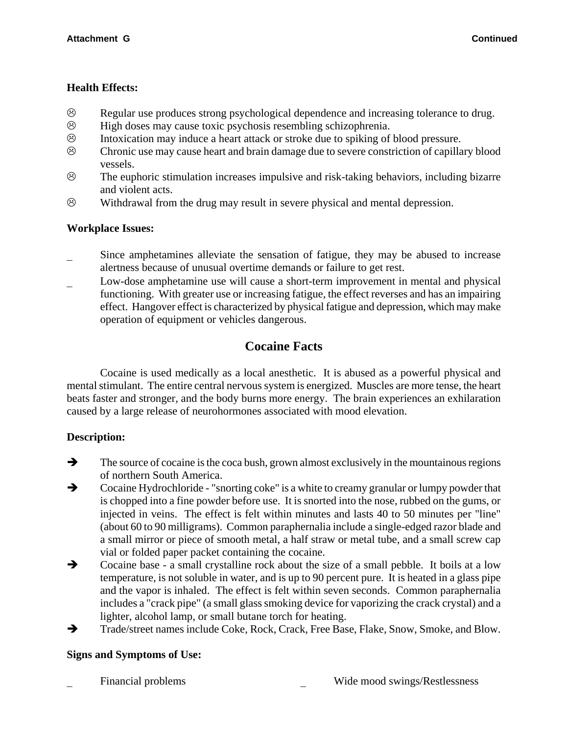**Health Effects:**

- Regular use produces strong psychological dependence and increasing tolerance to drug.
- High doses may cause toxic psychosis resembling schizophrenia.
- Intoxication may induce a heart attack or stroke due to spiking of blood pressure.
- Chronic use may cause heart and brain damage due to severe constriction of capillary blood vessels.
- The euphoric stimulation increases impulsive and risk-taking behaviors, including bizarre and violent acts.
- Withdrawal from the drug may result in severe physical and mental depression.

**Workplace Issues:**

- Since amphetamines alleviate the sensation of fatigue, they may be abused to increase alertness because of unusual overtime demands or failure to get rest.
- Low-dose amphetamine use will cause a short-term improvement in mental and physical functioning. With greater use or increasing fatigue, the effect reverses and has an impairing effect. Hangover effect is characterized by physical fatigue and depression, which may make operation of equipment or vehicles dangerous.

## Cocaine Facts

Cocaine is used medically as a local anesthetic. It is abused as a powerful physical and mental stimulant. The entire central nervous system is energized. Muscles are more tense, the heart beats faster and stronger, and the body burns more energy. The brain experiences an exhilaration caused by a large release of neurohormones associated with mood elevation.

**Description:**

- The source of cocaine is the coca bush, grown almost exclusively in the mountainous regions of northern South America.
- Cocaine Hydrochloride - "snorting coke" is a white to creamy granular or lumpy powder that is chopped into a fine powder before use. It is snorted into the nose, rubbed on the gums, or injected in veins. The effect is felt within minutes and lasts 40 to 50 minutes per "line" (about 60 to 90 milligrams). Common paraphernalia include a single-edged razor blade and a small mirror or piece of smooth metal, a half straw or metal tube, and a small screw cap vial or folded paper packet containing the cocaine.
- Cocaine base - a small crystalline rock about the size of a small pebble. It boils at a low temperature, is not soluble in water, and is up to 90 percent pure. It is heated in a glass pipe and the vapor is inhaled. The effect is felt within seven seconds. Common paraphernalia includes a "crack pipe" (a small glass smoking device for vaporizing the crack crystal) and a lighter, alcohol lamp, or small butane torch for heating.
- Trade/street names include Coke, Rock, Crack, Free Base, Flake, Snow, Smoke, and Blow.

**Signs and Symptoms of Use:**

- Financial problems
- Wide mood swings/Restlessness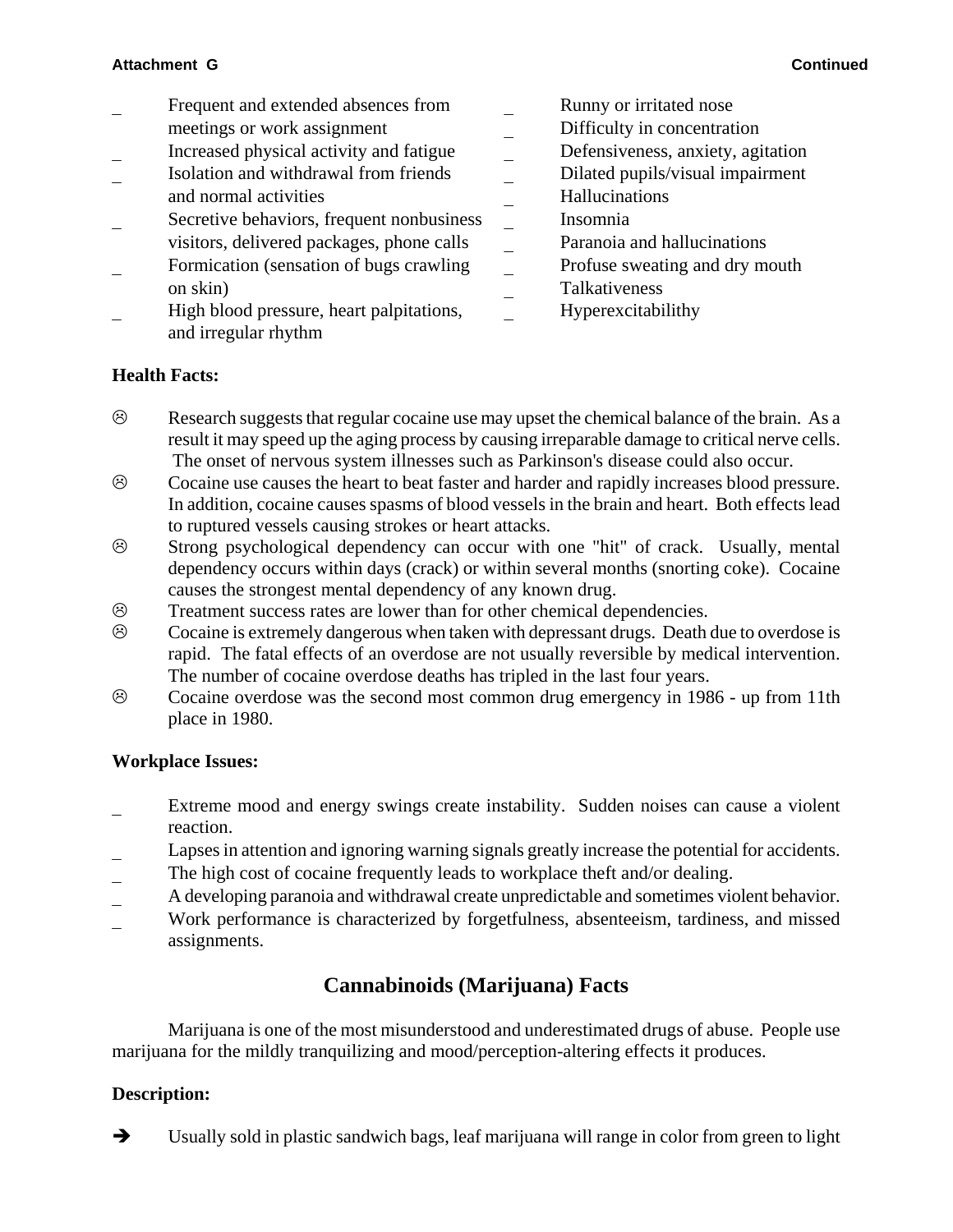Attachment G — Continued

- Frequent and extended absences from meetings or work assignment
- Increased physical activity and fatigue
- Isolation and withdrawal from friends and normal activities
- Secretive behaviors, frequent nonbusiness visitors, delivered packages, phone calls
- Formication (sensation of bugs crawling on skin)
- High blood pressure, heart palpitations, and irregular rhythm
- Runny or irritated nose
- Difficulty in concentration
- Defensiveness, anxiety, agitation
- Dilated pupils/visual impairment
- Hallucinations
- Insomnia
- Paranoia and hallucinations
- Profuse sweating and dry mouth
- Talkativeness
- Hyperexcitabilithy

**Health Facts:**

☹ Research suggests that regular cocaine use may upset the chemical balance of the brain. As a result it may speed up the aging process by causing irreparable damage to critical nerve cells. The onset of nervous system illnesses such as Parkinson's disease could also occur.

☹ Cocaine use causes the heart to beat faster and harder and rapidly increases blood pressure. In addition, cocaine causes spasms of blood vessels in the brain and heart. Both effects lead to ruptured vessels causing strokes or heart attacks.

☹ Strong psychological dependency can occur with one "hit" of crack. Usually, mental dependency occurs within days (crack) or within several months (snorting coke). Cocaine causes the strongest mental dependency of any known drug.

☹ Treatment success rates are lower than for other chemical dependencies.

☹ Cocaine is extremely dangerous when taken with depressant drugs. Death due to overdose is rapid. The fatal effects of an overdose are not usually reversible by medical intervention. The number of cocaine overdose deaths has tripled in the last four years.

☹ Cocaine overdose was the second most common drug emergency in 1986 - up from 11th place in 1980.

**Workplace Issues:**

- Extreme mood and energy swings create instability. Sudden noises can cause a violent reaction.
- Lapses in attention and ignoring warning signals greatly increase the potential for accidents.
- The high cost of cocaine frequently leads to workplace theft and/or dealing.
- A developing paranoia and withdrawal create unpredictable and sometimes violent behavior.
- Work performance is characterized by forgetfulness, absenteeism, tardiness, and missed assignments.

## Cannabinoids (Marijuana) Facts

Marijuana is one of the most misunderstood and underestimated drugs of abuse. People use marijuana for the mildly tranquilizing and mood/perception-altering effects it produces.

**Description:**

➔ Usually sold in plastic sandwich bags, leaf marijuana will range in color from green to light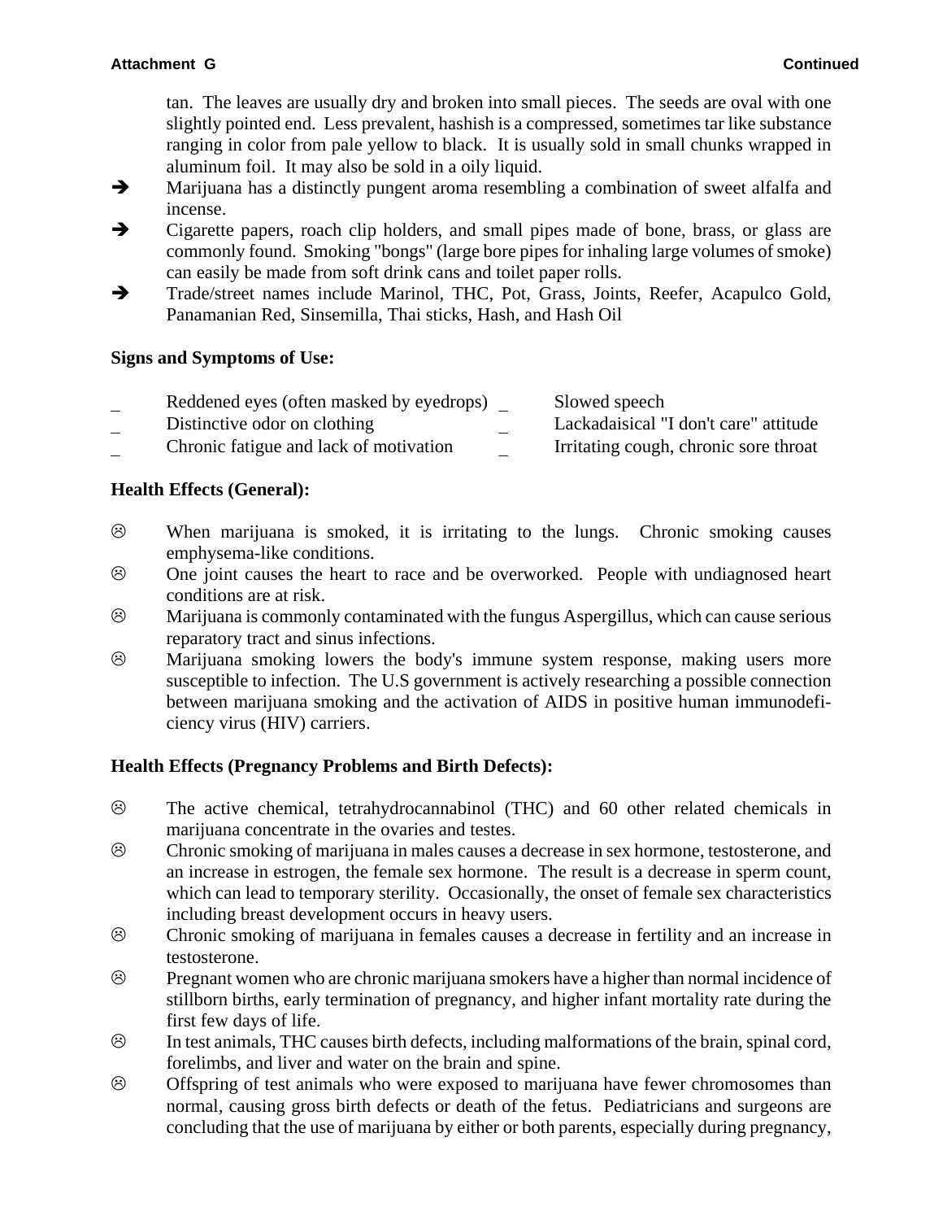tan. The leaves are usually dry and broken into small pieces. The seeds are oval with one slightly pointed end. Less prevalent, hashish is a compressed, sometimes tar like substance ranging in color from pale yellow to black. It is usually sold in small chunks wrapped in aluminum foil. It may also be sold in a oily liquid.

- Marijuana has a distinctly pungent aroma resembling a combination of sweet alfalfa and incense.
- Cigarette papers, roach clip holders, and small pipes made of bone, brass, or glass are commonly found. Smoking "bongs" (large bore pipes for inhaling large volumes of smoke) can easily be made from soft drink cans and toilet paper rolls.
- Trade/street names include Marinol, THC, Pot, Grass, Joints, Reefer, Acapulco Gold, Panamanian Red, Sinsemilla, Thai sticks, Hash, and Hash Oil

**Signs and Symptoms of Use:**

- Reddened eyes (often masked by eyedrops)
- Distinctive odor on clothing
- Chronic fatigue and lack of motivation
- Slowed speech
- Lackadaisical "I don't care" attitude
- Irritating cough, chronic sore throat

**Health Effects (General):**

- When marijuana is smoked, it is irritating to the lungs. Chronic smoking causes emphysema-like conditions.
- One joint causes the heart to race and be overworked. People with undiagnosed heart conditions are at risk.
- Marijuana is commonly contaminated with the fungus Aspergillus, which can cause serious reparatory tract and sinus infections.
- Marijuana smoking lowers the body's immune system response, making users more susceptible to infection. The U.S government is actively researching a possible connection between marijuana smoking and the activation of AIDS in positive human immunodeficiency virus (HIV) carriers.

**Health Effects (Pregnancy Problems and Birth Defects):**

- The active chemical, tetrahydrocannabinol (THC) and 60 other related chemicals in marijuana concentrate in the ovaries and testes.
- Chronic smoking of marijuana in males causes a decrease in sex hormone, testosterone, and an increase in estrogen, the female sex hormone. The result is a decrease in sperm count, which can lead to temporary sterility. Occasionally, the onset of female sex characteristics including breast development occurs in heavy users.
- Chronic smoking of marijuana in females causes a decrease in fertility and an increase in testosterone.
- Pregnant women who are chronic marijuana smokers have a higher than normal incidence of stillborn births, early termination of pregnancy, and higher infant mortality rate during the first few days of life.
- In test animals, THC causes birth defects, including malformations of the brain, spinal cord, forelimbs, and liver and water on the brain and spine.
- Offspring of test animals who were exposed to marijuana have fewer chromosomes than normal, causing gross birth defects or death of the fetus. Pediatricians and surgeons are concluding that the use of marijuana by either or both parents, especially during pregnancy,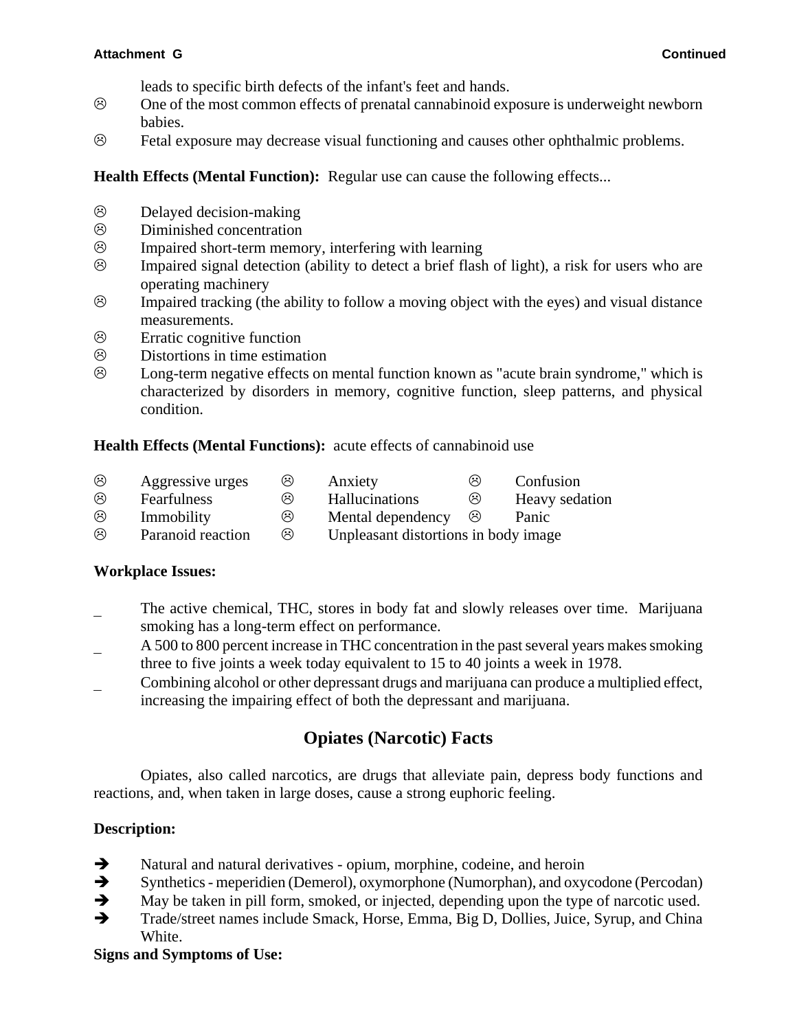leads to specific birth defects of the infant's feet and hands.

- One of the most common effects of prenatal cannabinoid exposure is underweight newborn babies.
- Fetal exposure may decrease visual functioning and causes other ophthalmic problems.

**Health Effects (Mental Function):** Regular use can cause the following effects...

- Delayed decision-making
- Diminished concentration
- Impaired short-term memory, interfering with learning
- Impaired signal detection (ability to detect a brief flash of light), a risk for users who are operating machinery
- Impaired tracking (the ability to follow a moving object with the eyes) and visual distance measurements.
- Erratic cognitive function
- Distortions in time estimation
- Long-term negative effects on mental function known as "acute brain syndrome," which is characterized by disorders in memory, cognitive function, sleep patterns, and physical condition.

**Health Effects (Mental Functions):** acute effects of cannabinoid use

- Aggressive urges
- Anxiety
- Confusion
- Fearfulness
- Hallucinations
- Heavy sedation
- Immobility
- Mental dependency
- Panic
- Paranoid reaction
- Unpleasant distortions in body image

**Workplace Issues:**

- The active chemical, THC, stores in body fat and slowly releases over time. Marijuana smoking has a long-term effect on performance.
- A 500 to 800 percent increase in THC concentration in the past several years makes smoking three to five joints a week today equivalent to 15 to 40 joints a week in 1978.
- Combining alcohol or other depressant drugs and marijuana can produce a multiplied effect, increasing the impairing effect of both the depressant and marijuana.

## Opiates (Narcotic) Facts

Opiates, also called narcotics, are drugs that alleviate pain, depress body functions and reactions, and, when taken in large doses, cause a strong euphoric feeling.

**Description:**

- Natural and natural derivatives - opium, morphine, codeine, and heroin
- Synthetics - meperidien (Demerol), oxymorphone (Numorphan), and oxycodone (Percodan)
- May be taken in pill form, smoked, or injected, depending upon the type of narcotic used.
- Trade/street names include Smack, Horse, Emma, Big D, Dollies, Juice, Syrup, and China White.

**Signs and Symptoms of Use:**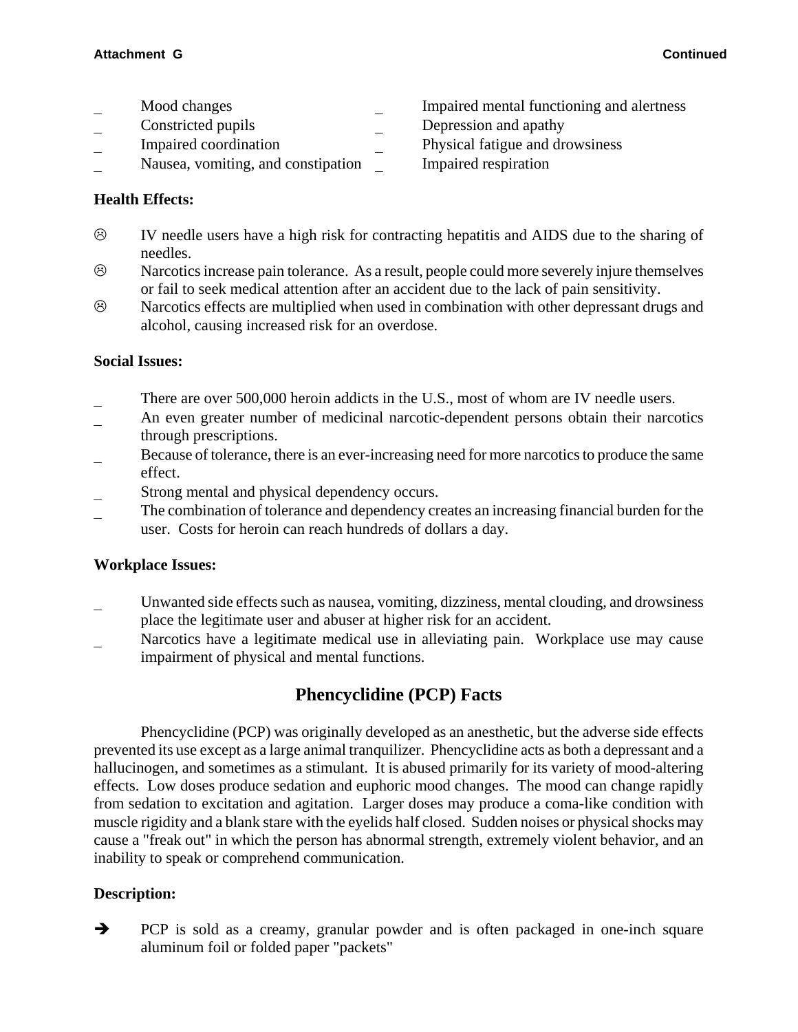- Mood changes
- Constricted pupils
- Impaired coordination
- Nausea, vomiting, and constipation
- Impaired mental functioning and alertness
- Depression and apathy
- Physical fatigue and drowsiness
- Impaired respiration

**Health Effects:**

- ☹ IV needle users have a high risk for contracting hepatitis and AIDS due to the sharing of needles.
- ☹ Narcotics increase pain tolerance. As a result, people could more severely injure themselves or fail to seek medical attention after an accident due to the lack of pain sensitivity.
- ☹ Narcotics effects are multiplied when used in combination with other depressant drugs and alcohol, causing increased risk for an overdose.

**Social Issues:**

- There are over 500,000 heroin addicts in the U.S., most of whom are IV needle users.
- An even greater number of medicinal narcotic-dependent persons obtain their narcotics through prescriptions.
- Because of tolerance, there is an ever-increasing need for more narcotics to produce the same effect.
- Strong mental and physical dependency occurs.
- The combination of tolerance and dependency creates an increasing financial burden for the user. Costs for heroin can reach hundreds of dollars a day.

**Workplace Issues:**

- Unwanted side effects such as nausea, vomiting, dizziness, mental clouding, and drowsiness place the legitimate user and abuser at higher risk for an accident.
- Narcotics have a legitimate medical use in alleviating pain. Workplace use may cause impairment of physical and mental functions.

## Phencyclidine (PCP) Facts

Phencyclidine (PCP) was originally developed as an anesthetic, but the adverse side effects prevented its use except as a large animal tranquilizer. Phencyclidine acts as both a depressant and a hallucinogen, and sometimes as a stimulant. It is abused primarily for its variety of mood-altering effects. Low doses produce sedation and euphoric mood changes. The mood can change rapidly from sedation to excitation and agitation. Larger doses may produce a coma-like condition with muscle rigidity and a blank stare with the eyelids half closed. Sudden noises or physical shocks may cause a "freak out" in which the person has abnormal strength, extremely violent behavior, and an inability to speak or comprehend communication.

**Description:**

- ➔ PCP is sold as a creamy, granular powder and is often packaged in one-inch square aluminum foil or folded paper "packets"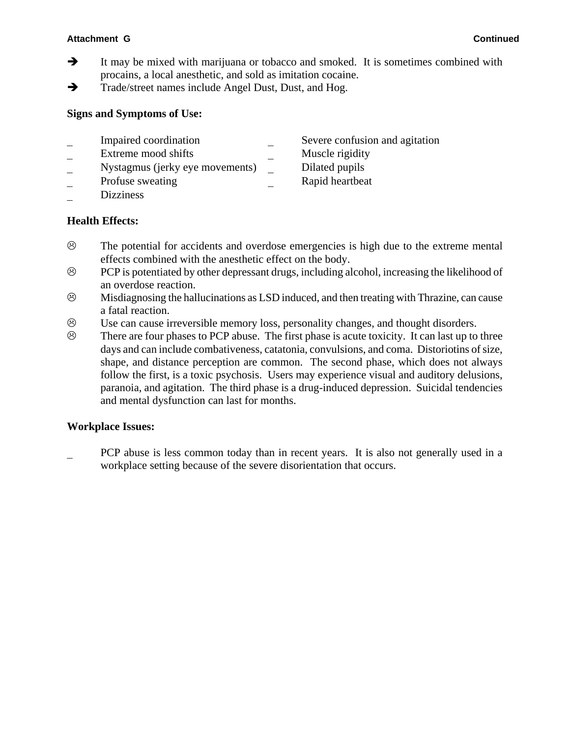- It may be mixed with marijuana or tobacco and smoked. It is sometimes combined with procains, a local anesthetic, and sold as imitation cocaine.
- Trade/street names include Angel Dust, Dust, and Hog.

**Signs and Symptoms of Use:**

- Impaired coordination
- Extreme mood shifts
- Nystagmus (jerky eye movements)
- Profuse sweating
- Dizziness
- Severe confusion and agitation
- Muscle rigidity
- Dilated pupils
- Rapid heartbeat

**Health Effects:**

- The potential for accidents and overdose emergencies is high due to the extreme mental effects combined with the anesthetic effect on the body.
- PCP is potentiated by other depressant drugs, including alcohol, increasing the likelihood of an overdose reaction.
- Misdiagnosing the hallucinations as LSD induced, and then treating with Thrazine, can cause a fatal reaction.
- Use can cause irreversible memory loss, personality changes, and thought disorders.
- There are four phases to PCP abuse. The first phase is acute toxicity. It can last up to three days and can include combativeness, catatonia, convulsions, and coma. Distoriotins of size, shape, and distance perception are common. The second phase, which does not always follow the first, is a toxic psychosis. Users may experience visual and auditory delusions, paranoia, and agitation. The third phase is a drug-induced depression. Suicidal tendencies and mental dysfunction can last for months.

**Workplace Issues:**

- PCP abuse is less common today than in recent years. It is also not generally used in a workplace setting because of the severe disorientation that occurs.